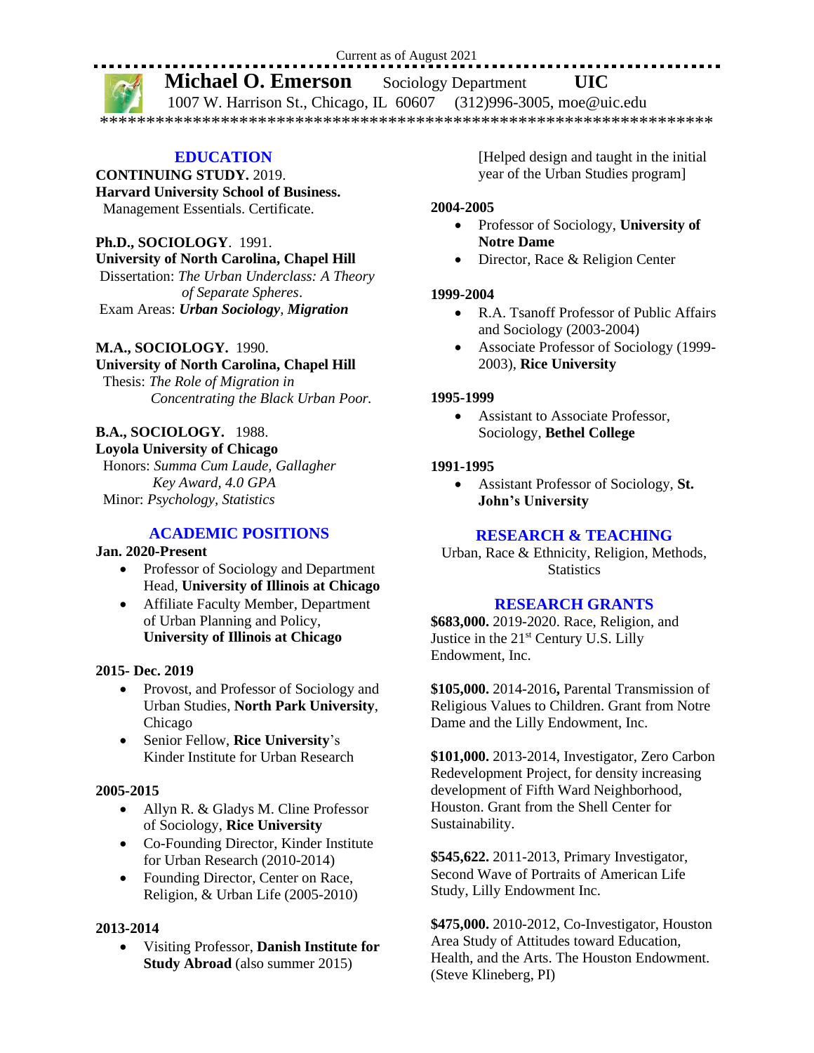Current as of August 2021

# Michael O. Emerson Sociology Department UIC

1007 W. Harrison St., Chicago, IL 60607 (312)996-3005, moe@uic.edu

## EDUCATION

**CONTINUING STUDY.** 2019.
**Harvard University School of Business.**
Management Essentials. Certificate.

**Ph.D., SOCIOLOGY**. 1991.
**University of North Carolina, Chapel Hill**
Dissertation: *The Urban Underclass: A Theory of Separate Spheres*.
Exam Areas: ***Urban Sociology***, ***Migration***

**M.A., SOCIOLOGY.** 1990.
**University of North Carolina, Chapel Hill**
Thesis: *The Role of Migration in Concentrating the Black Urban Poor.*

**B.A., SOCIOLOGY.** 1988.
**Loyola University of Chicago**
Honors: *Summa Cum Laude, Gallagher Key Award, 4.0 GPA*
Minor: *Psychology, Statistics*

## ACADEMIC POSITIONS

**Jan. 2020-Present**

- Professor of Sociology and Department Head, **University of Illinois at Chicago**
- Affiliate Faculty Member, Department of Urban Planning and Policy, **University of Illinois at Chicago**

**2015- Dec. 2019**

- Provost, and Professor of Sociology and Urban Studies, **North Park University**, Chicago
- Senior Fellow, **Rice University**'s Kinder Institute for Urban Research

**2005-2015**

- Allyn R. & Gladys M. Cline Professor of Sociology, **Rice University**
- Co-Founding Director, Kinder Institute for Urban Research (2010-2014)
- Founding Director, Center on Race, Religion, & Urban Life (2005-2010)

**2013-2014**

- Visiting Professor, **Danish Institute for Study Abroad** (also summer 2015)

  [Helped design and taught in the initial year of the Urban Studies program]

**2004-2005**

- Professor of Sociology, **University of Notre Dame**
- Director, Race & Religion Center

**1999-2004**

- R.A. Tsanoff Professor of Public Affairs and Sociology (2003-2004)
- Associate Professor of Sociology (1999-2003), **Rice University**

**1995-1999**

- Assistant to Associate Professor, Sociology, **Bethel College**

**1991-1995**

- Assistant Professor of Sociology, **St. John's University**

## RESEARCH & TEACHING

Urban, Race & Ethnicity, Religion, Methods, Statistics

## RESEARCH GRANTS

**$683,000.** 2019-2020. Race, Religion, and Justice in the 21st Century U.S. Lilly Endowment, Inc.

**$105,000.** 2014-2016**,** Parental Transmission of Religious Values to Children. Grant from Notre Dame and the Lilly Endowment, Inc.

**$101,000.** 2013-2014, Investigator, Zero Carbon Redevelopment Project, for density increasing development of Fifth Ward Neighborhood, Houston. Grant from the Shell Center for Sustainability.

**$545,622.** 2011-2013, Primary Investigator, Second Wave of Portraits of American Life Study, Lilly Endowment Inc.

**$475,000.** 2010-2012, Co-Investigator, Houston Area Study of Attitudes toward Education, Health, and the Arts. The Houston Endowment. (Steve Klineberg, PI)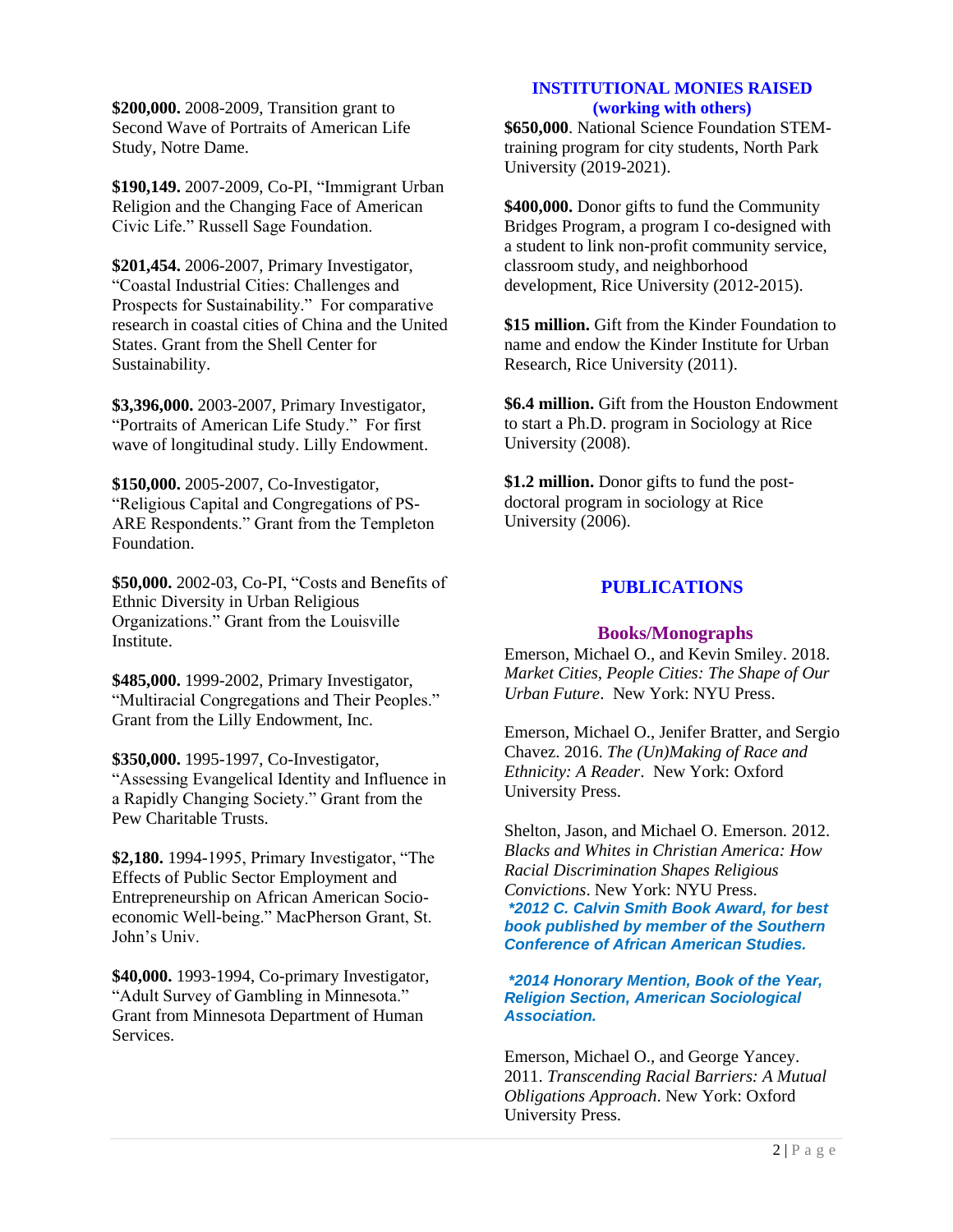**$200,000.** 2008-2009, Transition grant to Second Wave of Portraits of American Life Study, Notre Dame.

**$190,149.** 2007-2009, Co-PI, "Immigrant Urban Religion and the Changing Face of American Civic Life." Russell Sage Foundation.

**$201,454.** 2006-2007, Primary Investigator, "Coastal Industrial Cities: Challenges and Prospects for Sustainability." For comparative research in coastal cities of China and the United States. Grant from the Shell Center for Sustainability.

**$3,396,000.** 2003-2007, Primary Investigator, "Portraits of American Life Study." For first wave of longitudinal study. Lilly Endowment.

**$150,000.** 2005-2007, Co-Investigator, "Religious Capital and Congregations of PS-ARE Respondents." Grant from the Templeton Foundation.

**$50,000.** 2002-03, Co-PI, "Costs and Benefits of Ethnic Diversity in Urban Religious Organizations." Grant from the Louisville Institute.

**$485,000.** 1999-2002, Primary Investigator, "Multiracial Congregations and Their Peoples." Grant from the Lilly Endowment, Inc.

**$350,000.** 1995-1997, Co-Investigator, "Assessing Evangelical Identity and Influence in a Rapidly Changing Society." Grant from the Pew Charitable Trusts.

**$2,180.** 1994-1995, Primary Investigator, "The Effects of Public Sector Employment and Entrepreneurship on African American Socio-economic Well-being." MacPherson Grant, St. John's Univ.

**$40,000.** 1993-1994, Co-primary Investigator, "Adult Survey of Gambling in Minnesota." Grant from Minnesota Department of Human Services.

## INSTITUTIONAL MONIES RAISED (working with others)

**$650,000**. National Science Foundation STEM-training program for city students, North Park University (2019-2021).

**$400,000.** Donor gifts to fund the Community Bridges Program, a program I co-designed with a student to link non-profit community service, classroom study, and neighborhood development, Rice University (2012-2015).

**$15 million.** Gift from the Kinder Foundation to name and endow the Kinder Institute for Urban Research, Rice University (2011).

**$6.4 million.** Gift from the Houston Endowment to start a Ph.D. program in Sociology at Rice University (2008).

**$1.2 million.** Donor gifts to fund the post-doctoral program in sociology at Rice University (2006).

# PUBLICATIONS

## Books/Monographs

Emerson, Michael O., and Kevin Smiley. 2018. *Market Cities, People Cities: The Shape of Our Urban Future*. New York: NYU Press.

Emerson, Michael O., Jenifer Bratter, and Sergio Chavez. 2016. *The (Un)Making of Race and Ethnicity: A Reader*. New York: Oxford University Press.

Shelton, Jason, and Michael O. Emerson. 2012. *Blacks and Whites in Christian America: How Racial Discrimination Shapes Religious Convictions*. New York: NYU Press.
***2012 C. Calvin Smith Book Award, for best book published by member of the Southern Conference of African American Studies.***

***2014 Honorary Mention, Book of the Year, Religion Section, American Sociological Association.***

Emerson, Michael O., and George Yancey. 2011. *Transcending Racial Barriers: A Mutual Obligations Approach*. New York: Oxford University Press.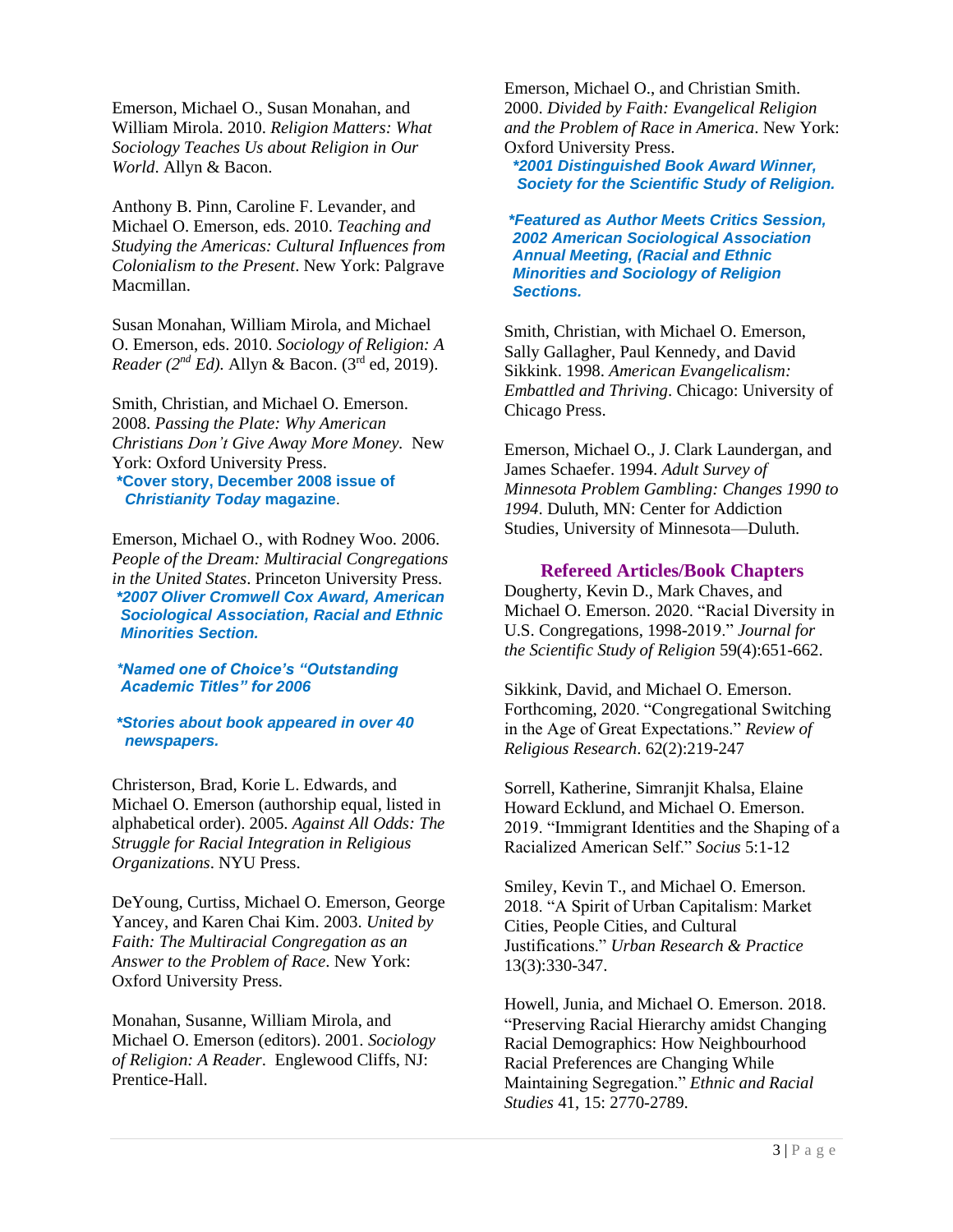Emerson, Michael O., Susan Monahan, and William Mirola. 2010. *Religion Matters: What Sociology Teaches Us about Religion in Our World*. Allyn & Bacon.

Anthony B. Pinn, Caroline F. Levander, and Michael O. Emerson, eds. 2010. *Teaching and Studying the Americas: Cultural Influences from Colonialism to the Present*. New York: Palgrave Macmillan.

Susan Monahan, William Mirola, and Michael O. Emerson, eds. 2010. *Sociology of Religion: A Reader (2nd Ed)*. Allyn & Bacon. (3rd ed, 2019).

Smith, Christian, and Michael O. Emerson. 2008. *Passing the Plate: Why American Christians Don't Give Away More Money.* New York: Oxford University Press.
**\*Cover story, December 2008 issue of *Christianity Today* magazine.**

Emerson, Michael O., with Rodney Woo. 2006. *People of the Dream: Multiracial Congregations in the United States*. Princeton University Press.
***\*2007 Oliver Cromwell Cox Award, American Sociological Association, Racial and Ethnic Minorities Section.***

***\*Named one of Choice's "Outstanding Academic Titles" for 2006***

***\*Stories about book appeared in over 40 newspapers.***

Christerson, Brad, Korie L. Edwards, and Michael O. Emerson (authorship equal, listed in alphabetical order). 2005. *Against All Odds: The Struggle for Racial Integration in Religious Organizations*. NYU Press.

DeYoung, Curtiss, Michael O. Emerson, George Yancey, and Karen Chai Kim. 2003. *United by Faith: The Multiracial Congregation as an Answer to the Problem of Race*. New York: Oxford University Press.

Monahan, Susanne, William Mirola, and Michael O. Emerson (editors). 2001. *Sociology of Religion: A Reader*. Englewood Cliffs, NJ: Prentice-Hall.

Emerson, Michael O., and Christian Smith. 2000. *Divided by Faith: Evangelical Religion and the Problem of Race in America*. New York: Oxford University Press.
***\*2001 Distinguished Book Award Winner, Society for the Scientific Study of Religion.***

***\*Featured as Author Meets Critics Session, 2002 American Sociological Association Annual Meeting, (Racial and Ethnic Minorities and Sociology of Religion Sections.***

Smith, Christian, with Michael O. Emerson, Sally Gallagher, Paul Kennedy, and David Sikkink. 1998. *American Evangelicalism: Embattled and Thriving*. Chicago: University of Chicago Press.

Emerson, Michael O., J. Clark Laundergan, and James Schaefer. 1994. *Adult Survey of Minnesota Problem Gambling: Changes 1990 to 1994*. Duluth, MN: Center for Addiction Studies, University of Minnesota—Duluth.

## Refereed Articles/Book Chapters

Dougherty, Kevin D., Mark Chaves, and Michael O. Emerson. 2020. "Racial Diversity in U.S. Congregations, 1998-2019." *Journal for the Scientific Study of Religion* 59(4):651-662.

Sikkink, David, and Michael O. Emerson. Forthcoming, 2020. "Congregational Switching in the Age of Great Expectations." *Review of Religious Research*. 62(2):219-247

Sorrell, Katherine, Simranjit Khalsa, Elaine Howard Ecklund, and Michael O. Emerson. 2019. "Immigrant Identities and the Shaping of a Racialized American Self." *Socius* 5:1-12

Smiley, Kevin T., and Michael O. Emerson. 2018. "A Spirit of Urban Capitalism: Market Cities, People Cities, and Cultural Justifications." *Urban Research & Practice* 13(3):330-347.

Howell, Junia, and Michael O. Emerson. 2018. "Preserving Racial Hierarchy amidst Changing Racial Demographics: How Neighbourhood Racial Preferences are Changing While Maintaining Segregation." *Ethnic and Racial Studies* 41, 15: 2770-2789.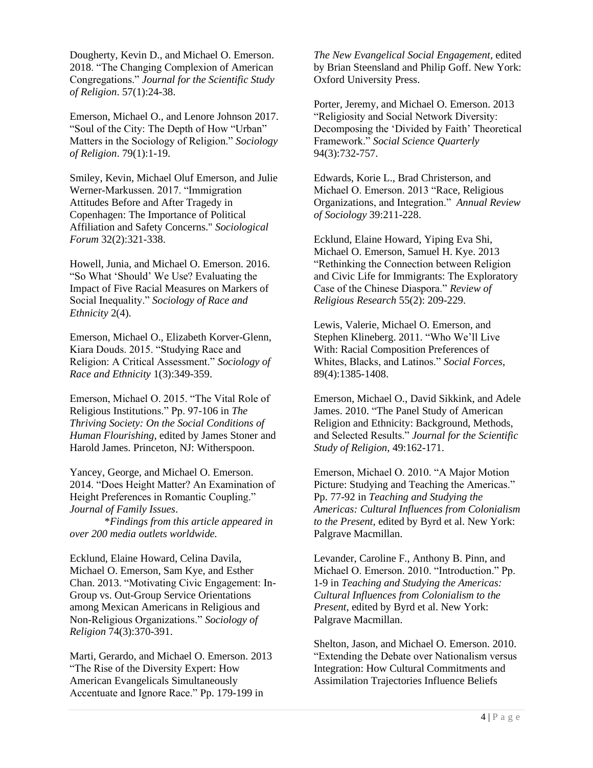Dougherty, Kevin D., and Michael O. Emerson. 2018. "The Changing Complexion of American Congregations." *Journal for the Scientific Study of Religion*. 57(1):24-38.

Emerson, Michael O., and Lenore Johnson 2017. "Soul of the City: The Depth of How "Urban" Matters in the Sociology of Religion." *Sociology of Religion*. 79(1):1-19.

Smiley, Kevin, Michael Oluf Emerson, and Julie Werner-Markussen. 2017. "Immigration Attitudes Before and After Tragedy in Copenhagen: The Importance of Political Affiliation and Safety Concerns." *Sociological Forum* 32(2):321-338.

Howell, Junia, and Michael O. Emerson. 2016. "So What 'Should' We Use? Evaluating the Impact of Five Racial Measures on Markers of Social Inequality." *Sociology of Race and Ethnicity* 2(4).

Emerson, Michael O., Elizabeth Korver-Glenn, Kiara Douds. 2015. "Studying Race and Religion: A Critical Assessment." *Sociology of Race and Ethnicity* 1(3):349-359.

Emerson, Michael O. 2015. "The Vital Role of Religious Institutions." Pp. 97-106 in *The Thriving Society: On the Social Conditions of Human Flourishing*, edited by James Stoner and Harold James. Princeton, NJ: Witherspoon.

Yancey, George, and Michael O. Emerson. 2014. "Does Height Matter? An Examination of Height Preferences in Romantic Coupling." *Journal of Family Issues*.
*\*Findings from this article appeared in over 200 media outlets worldwide.*

Ecklund, Elaine Howard, Celina Davila, Michael O. Emerson, Sam Kye, and Esther Chan. 2013. "Motivating Civic Engagement: In-Group vs. Out-Group Service Orientations among Mexican Americans in Religious and Non-Religious Organizations." *Sociology of Religion* 74(3):370-391.

Marti, Gerardo, and Michael O. Emerson. 2013 "The Rise of the Diversity Expert: How American Evangelicals Simultaneously Accentuate and Ignore Race." Pp. 179-199 in *The New Evangelical Social Engagement*, edited by Brian Steensland and Philip Goff. New York: Oxford University Press.

Porter, Jeremy, and Michael O. Emerson. 2013 "Religiosity and Social Network Diversity: Decomposing the 'Divided by Faith' Theoretical Framework." *Social Science Quarterly* 94(3):732-757.

Edwards, Korie L., Brad Christerson, and Michael O. Emerson. 2013 "Race, Religious Organizations, and Integration." *Annual Review of Sociology* 39:211-228.

Ecklund, Elaine Howard, Yiping Eva Shi, Michael O. Emerson, Samuel H. Kye. 2013 "Rethinking the Connection between Religion and Civic Life for Immigrants: The Exploratory Case of the Chinese Diaspora." *Review of Religious Research* 55(2): 209-229.

Lewis, Valerie, Michael O. Emerson, and Stephen Klineberg. 2011. "Who We'll Live With: Racial Composition Preferences of Whites, Blacks, and Latinos." *Social Forces*, 89(4):1385-1408.

Emerson, Michael O., David Sikkink, and Adele James. 2010. "The Panel Study of American Religion and Ethnicity: Background, Methods, and Selected Results." *Journal for the Scientific Study of Religion*, 49:162-171.

Emerson, Michael O. 2010. "A Major Motion Picture: Studying and Teaching the Americas." Pp. 77-92 in *Teaching and Studying the Americas: Cultural Influences from Colonialism to the Present*, edited by Byrd et al. New York: Palgrave Macmillan.

Levander, Caroline F., Anthony B. Pinn, and Michael O. Emerson. 2010. "Introduction." Pp. 1-9 in *Teaching and Studying the Americas: Cultural Influences from Colonialism to the Present*, edited by Byrd et al. New York: Palgrave Macmillan.

Shelton, Jason, and Michael O. Emerson. 2010. "Extending the Debate over Nationalism versus Integration: How Cultural Commitments and Assimilation Trajectories Influence Beliefs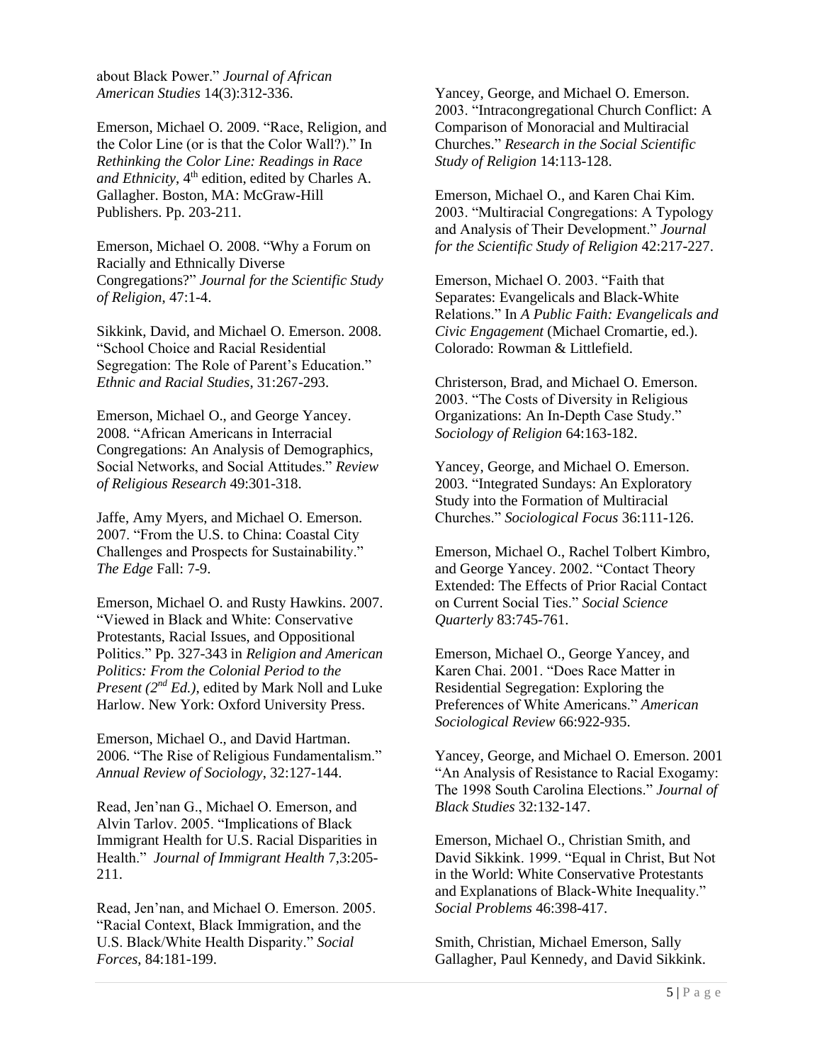about Black Power." *Journal of African American Studies* 14(3):312-336.

Emerson, Michael O. 2009. "Race, Religion, and the Color Line (or is that the Color Wall?)." In *Rethinking the Color Line: Readings in Race and Ethnicity*, 4th edition, edited by Charles A. Gallagher. Boston, MA: McGraw-Hill Publishers. Pp. 203-211.

Emerson, Michael O. 2008. "Why a Forum on Racially and Ethnically Diverse Congregations?" *Journal for the Scientific Study of Religion,* 47:1-4.

Sikkink, David, and Michael O. Emerson. 2008. "School Choice and Racial Residential Segregation: The Role of Parent's Education." *Ethnic and Racial Studies*, 31:267-293.

Emerson, Michael O., and George Yancey. 2008. "African Americans in Interracial Congregations: An Analysis of Demographics, Social Networks, and Social Attitudes." *Review of Religious Research* 49:301-318.

Jaffe, Amy Myers, and Michael O. Emerson. 2007. "From the U.S. to China: Coastal City Challenges and Prospects for Sustainability." *The Edge* Fall: 7-9.

Emerson, Michael O. and Rusty Hawkins. 2007. "Viewed in Black and White: Conservative Protestants, Racial Issues, and Oppositional Politics." Pp. 327-343 in *Religion and American Politics: From the Colonial Period to the Present (2nd Ed.)*, edited by Mark Noll and Luke Harlow. New York: Oxford University Press.

Emerson, Michael O., and David Hartman. 2006. "The Rise of Religious Fundamentalism." *Annual Review of Sociology*, 32:127-144.

Read, Jen'nan G., Michael O. Emerson, and Alvin Tarlov. 2005. "Implications of Black Immigrant Health for U.S. Racial Disparities in Health." *Journal of Immigrant Health* 7,3:205-211.

Read, Jen'nan, and Michael O. Emerson. 2005. "Racial Context, Black Immigration, and the U.S. Black/White Health Disparity." *Social Forces*, 84:181-199.

Yancey, George, and Michael O. Emerson. 2003. "Intracongregational Church Conflict: A Comparison of Monoracial and Multiracial Churches." *Research in the Social Scientific Study of Religion* 14:113-128.

Emerson, Michael O., and Karen Chai Kim. 2003. "Multiracial Congregations: A Typology and Analysis of Their Development." *Journal for the Scientific Study of Religion* 42:217-227.

Emerson, Michael O. 2003. "Faith that Separates: Evangelicals and Black-White Relations." In *A Public Faith: Evangelicals and Civic Engagement* (Michael Cromartie, ed.). Colorado: Rowman & Littlefield.

Christerson, Brad, and Michael O. Emerson. 2003. "The Costs of Diversity in Religious Organizations: An In-Depth Case Study." *Sociology of Religion* 64:163-182.

Yancey, George, and Michael O. Emerson. 2003. "Integrated Sundays: An Exploratory Study into the Formation of Multiracial Churches." *Sociological Focus* 36:111-126.

Emerson, Michael O., Rachel Tolbert Kimbro, and George Yancey. 2002. "Contact Theory Extended: The Effects of Prior Racial Contact on Current Social Ties." *Social Science Quarterly* 83:745-761.

Emerson, Michael O., George Yancey, and Karen Chai. 2001. "Does Race Matter in Residential Segregation: Exploring the Preferences of White Americans." *American Sociological Review* 66:922-935.

Yancey, George, and Michael O. Emerson. 2001 "An Analysis of Resistance to Racial Exogamy: The 1998 South Carolina Elections." *Journal of Black Studies* 32:132-147.

Emerson, Michael O., Christian Smith, and David Sikkink. 1999. "Equal in Christ, But Not in the World: White Conservative Protestants and Explanations of Black-White Inequality." *Social Problems* 46:398-417.

Smith, Christian, Michael Emerson, Sally Gallagher, Paul Kennedy, and David Sikkink.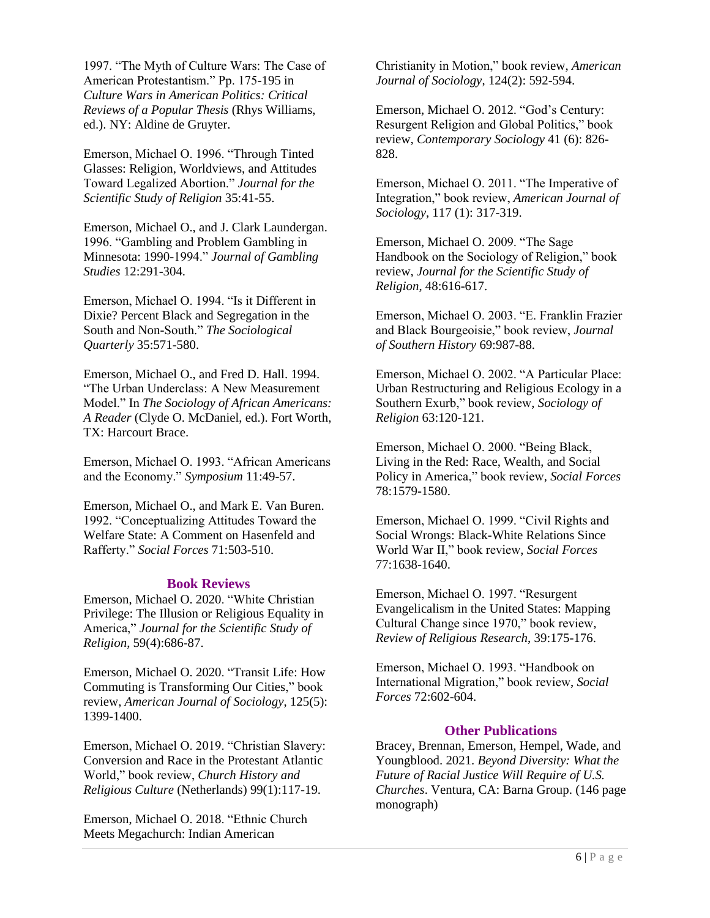1997. "The Myth of Culture Wars: The Case of American Protestantism." Pp. 175-195 in *Culture Wars in American Politics: Critical Reviews of a Popular Thesis* (Rhys Williams, ed.). NY: Aldine de Gruyter.

Emerson, Michael O. 1996. "Through Tinted Glasses: Religion, Worldviews, and Attitudes Toward Legalized Abortion." *Journal for the Scientific Study of Religion* 35:41-55.

Emerson, Michael O., and J. Clark Laundergan. 1996. "Gambling and Problem Gambling in Minnesota: 1990-1994." *Journal of Gambling Studies* 12:291-304.

Emerson, Michael O. 1994. "Is it Different in Dixie? Percent Black and Segregation in the South and Non-South." *The Sociological Quarterly* 35:571-580.

Emerson, Michael O., and Fred D. Hall. 1994. "The Urban Underclass: A New Measurement Model." In *The Sociology of African Americans: A Reader* (Clyde O. McDaniel, ed.). Fort Worth, TX: Harcourt Brace.

Emerson, Michael O. 1993. "African Americans and the Economy." *Symposium* 11:49-57.

Emerson, Michael O., and Mark E. Van Buren. 1992. "Conceptualizing Attitudes Toward the Welfare State: A Comment on Hasenfeld and Rafferty." *Social Forces* 71:503-510.

## Book Reviews

Emerson, Michael O. 2020. "White Christian Privilege: The Illusion or Religious Equality in America," *Journal for the Scientific Study of Religion*, 59(4):686-87.

Emerson, Michael O. 2020. "Transit Life: How Commuting is Transforming Our Cities," book review, *American Journal of Sociology*, 125(5): 1399-1400.

Emerson, Michael O. 2019. "Christian Slavery: Conversion and Race in the Protestant Atlantic World," book review, *Church History and Religious Culture* (Netherlands) 99(1):117-19.

Emerson, Michael O. 2018. "Ethnic Church Meets Megachurch: Indian American Christianity in Motion," book review, *American Journal of Sociology*, 124(2): 592-594.

Emerson, Michael O. 2012. "God's Century: Resurgent Religion and Global Politics," book review, *Contemporary Sociology* 41 (6): 826-828.

Emerson, Michael O. 2011. "The Imperative of Integration," book review, *American Journal of Sociology*, 117 (1): 317-319.

Emerson, Michael O. 2009. "The Sage Handbook on the Sociology of Religion," book review, *Journal for the Scientific Study of Religion*, 48:616-617.

Emerson, Michael O. 2003. "E. Franklin Frazier and Black Bourgeoisie," book review, *Journal of Southern History* 69:987-88.

Emerson, Michael O. 2002. "A Particular Place: Urban Restructuring and Religious Ecology in a Southern Exurb," book review, *Sociology of Religion* 63:120-121.

Emerson, Michael O. 2000. "Being Black, Living in the Red: Race, Wealth, and Social Policy in America," book review, *Social Forces* 78:1579-1580.

Emerson, Michael O. 1999. "Civil Rights and Social Wrongs: Black-White Relations Since World War II," book review, *Social Forces* 77:1638-1640.

Emerson, Michael O. 1997. "Resurgent Evangelicalism in the United States: Mapping Cultural Change since 1970," book review, *Review of Religious Research*, 39:175-176.

Emerson, Michael O. 1993. "Handbook on International Migration," book review, *Social Forces* 72:602-604.

## Other Publications

Bracey, Brennan, Emerson, Hempel, Wade, and Youngblood. 2021. *Beyond Diversity: What the Future of Racial Justice Will Require of U.S. Churches*. Ventura, CA: Barna Group. (146 page monograph)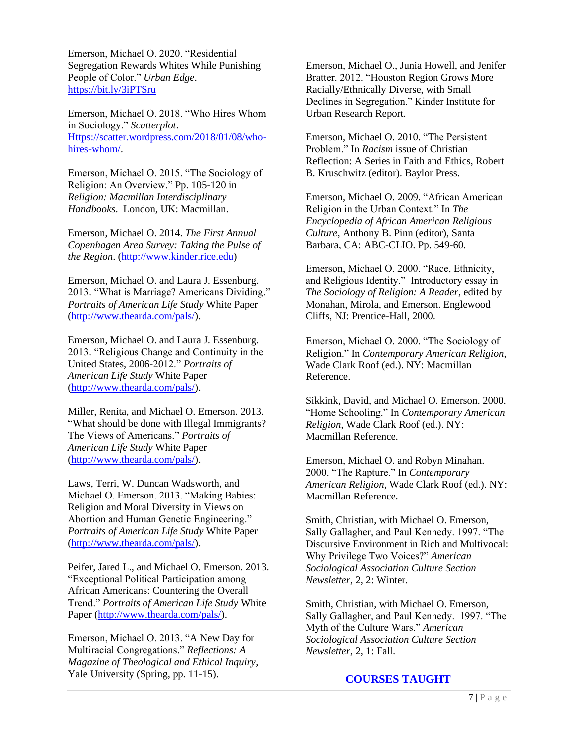Emerson, Michael O. 2020. "Residential Segregation Rewards Whites While Punishing People of Color." *Urban Edge*. [https://bit.ly/3iPTSru](https://bit.ly/3iPTSru)

Emerson, Michael O. 2018. "Who Hires Whom in Sociology." *Scatterplot*. [Https://scatter.wordpress.com/2018/01/08/who-hires-whom/](Https://scatter.wordpress.com/2018/01/08/who-hires-whom/).

Emerson, Michael O. 2015. "The Sociology of Religion: An Overview." Pp. 105-120 in *Religion: Macmillan Interdisciplinary Handbooks*. London, UK: Macmillan.

Emerson, Michael O. 2014. *The First Annual Copenhagen Area Survey: Taking the Pulse of the Region*. ([http://www.kinder.rice.edu](http://www.kinder.rice.edu))

Emerson, Michael O. and Laura J. Essenburg. 2013. "What is Marriage? Americans Dividing." *Portraits of American Life Study* White Paper ([http://www.thearda.com/pals/](http://www.thearda.com/pals/)).

Emerson, Michael O. and Laura J. Essenburg. 2013. "Religious Change and Continuity in the United States, 2006-2012." *Portraits of American Life Study* White Paper ([http://www.thearda.com/pals/](http://www.thearda.com/pals/)).

Miller, Renita, and Michael O. Emerson. 2013. "What should be done with Illegal Immigrants? The Views of Americans." *Portraits of American Life Study* White Paper ([http://www.thearda.com/pals/](http://www.thearda.com/pals/)).

Laws, Terri, W. Duncan Wadsworth, and Michael O. Emerson. 2013. "Making Babies: Religion and Moral Diversity in Views on Abortion and Human Genetic Engineering." *Portraits of American Life Study* White Paper ([http://www.thearda.com/pals/](http://www.thearda.com/pals/)).

Peifer, Jared L., and Michael O. Emerson. 2013. "Exceptional Political Participation among African Americans: Countering the Overall Trend." *Portraits of American Life Study* White Paper ([http://www.thearda.com/pals/](http://www.thearda.com/pals/)).

Emerson, Michael O. 2013. "A New Day for Multiracial Congregations." *Reflections: A Magazine of Theological and Ethical Inquiry*, Yale University (Spring, pp. 11-15).

Emerson, Michael O., Junia Howell, and Jenifer Bratter. 2012. "Houston Region Grows More Racially/Ethnically Diverse, with Small Declines in Segregation." Kinder Institute for Urban Research Report.

Emerson, Michael O. 2010. "The Persistent Problem." In *Racism* issue of Christian Reflection: A Series in Faith and Ethics, Robert B. Kruschwitz (editor). Baylor Press.

Emerson, Michael O. 2009. "African American Religion in the Urban Context." In *The Encyclopedia of African American Religious Culture*, Anthony B. Pinn (editor), Santa Barbara, CA: ABC-CLIO. Pp. 549-60.

Emerson, Michael O. 2000. "Race, Ethnicity, and Religious Identity." Introductory essay in *The Sociology of Religion: A Reader*, edited by Monahan, Mirola, and Emerson. Englewood Cliffs, NJ: Prentice-Hall, 2000.

Emerson, Michael O. 2000. "The Sociology of Religion." In *Contemporary American Religion*, Wade Clark Roof (ed.). NY: Macmillan Reference.

Sikkink, David, and Michael O. Emerson. 2000. "Home Schooling." In *Contemporary American Religion*, Wade Clark Roof (ed.). NY: Macmillan Reference.

Emerson, Michael O. and Robyn Minahan. 2000. "The Rapture." In *Contemporary American Religion*, Wade Clark Roof (ed.). NY: Macmillan Reference.

Smith, Christian, with Michael O. Emerson, Sally Gallagher, and Paul Kennedy. 1997. "The Discursive Environment in Rich and Multivocal: Why Privilege Two Voices?" *American Sociological Association Culture Section Newsletter*, 2, 2: Winter.

Smith, Christian, with Michael O. Emerson, Sally Gallagher, and Paul Kennedy. 1997. "The Myth of the Culture Wars." *American Sociological Association Culture Section Newsletter*, 2, 1: Fall.

## COURSES TAUGHT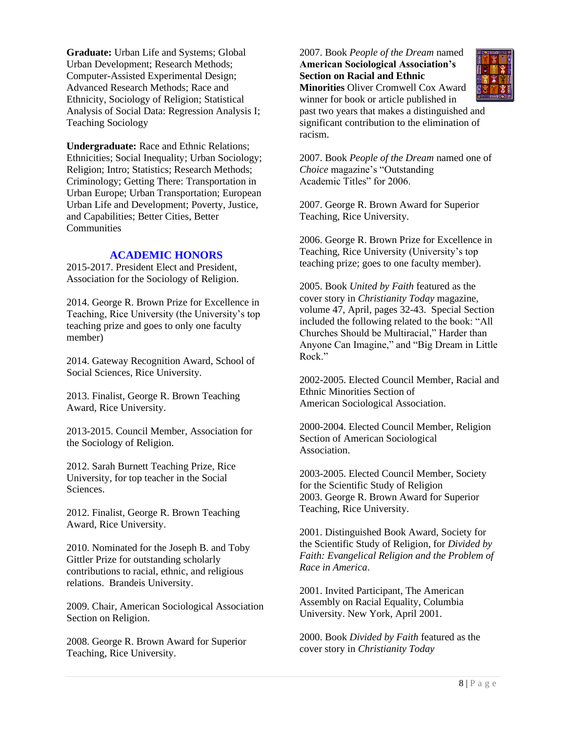**Graduate:** Urban Life and Systems; Global Urban Development; Research Methods; Computer-Assisted Experimental Design; Advanced Research Methods; Race and Ethnicity, Sociology of Religion; Statistical Analysis of Social Data: Regression Analysis I; Teaching Sociology

**Undergraduate:** Race and Ethnic Relations; Ethnicities; Social Inequality; Urban Sociology; Religion; Intro; Statistics; Research Methods; Criminology; Getting There: Transportation in Urban Europe; Urban Transportation; European Urban Life and Development; Poverty, Justice, and Capabilities; Better Cities, Better Communities

## ACADEMIC HONORS

2015-2017. President Elect and President, Association for the Sociology of Religion.

2014. George R. Brown Prize for Excellence in Teaching, Rice University (the University's top teaching prize and goes to only one faculty member)

2014. Gateway Recognition Award, School of Social Sciences, Rice University.

2013. Finalist, George R. Brown Teaching Award, Rice University.

2013-2015. Council Member, Association for the Sociology of Religion.

2012. Sarah Burnett Teaching Prize, Rice University, for top teacher in the Social Sciences.

2012. Finalist, George R. Brown Teaching Award, Rice University.

2010. Nominated for the Joseph B. and Toby Gittler Prize for outstanding scholarly contributions to racial, ethnic, and religious relations. Brandeis University.

2009. Chair, American Sociological Association Section on Religion.

2008. George R. Brown Award for Superior Teaching, Rice University.

2007. Book *People of the Dream* named **American Sociological Association's Section on Racial and Ethnic Minorities** Oliver Cromwell Cox Award winner for book or article published in past two years that makes a distinguished and significant contribution to the elimination of racism.

2007. Book *People of the Dream* named one of *Choice* magazine's "Outstanding Academic Titles" for 2006.

2007. George R. Brown Award for Superior Teaching, Rice University.

2006. George R. Brown Prize for Excellence in Teaching, Rice University (University's top teaching prize; goes to one faculty member).

2005. Book *United by Faith* featured as the cover story in *Christianity Today* magazine, volume 47, April, pages 32-43. Special Section included the following related to the book: "All Churches Should be Multiracial," Harder than Anyone Can Imagine," and "Big Dream in Little Rock."

2002-2005. Elected Council Member, Racial and Ethnic Minorities Section of American Sociological Association.

2000-2004. Elected Council Member, Religion Section of American Sociological Association.

2003-2005. Elected Council Member, Society for the Scientific Study of Religion
2003. George R. Brown Award for Superior Teaching, Rice University.

2001. Distinguished Book Award, Society for the Scientific Study of Religion, for *Divided by Faith: Evangelical Religion and the Problem of Race in America*.

2001. Invited Participant, The American Assembly on Racial Equality, Columbia University. New York, April 2001.

2000. Book *Divided by Faith* featured as the cover story in *Christianity Today*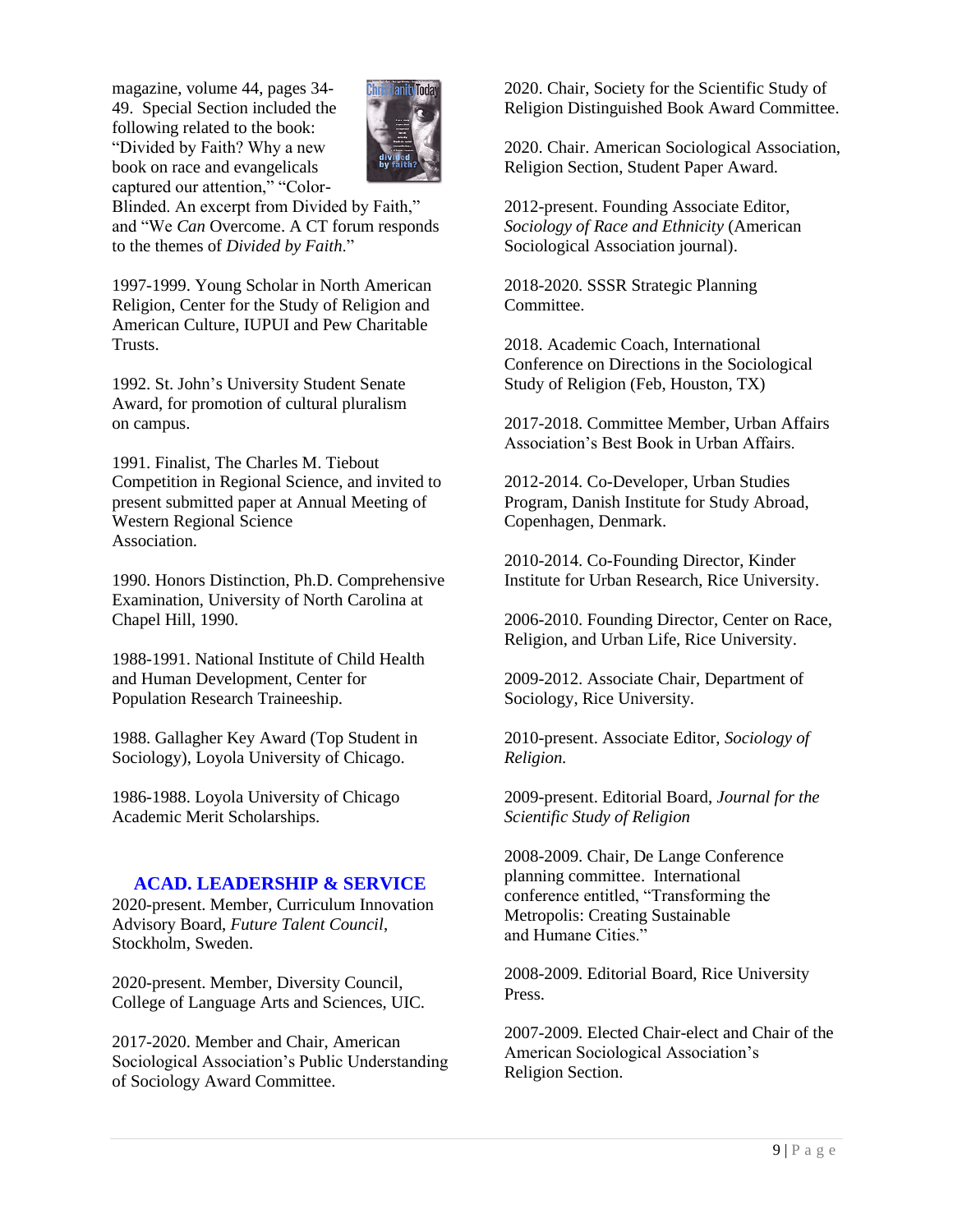magazine, volume 44, pages 34-49. Special Section included the following related to the book: "Divided by Faith? Why a new book on race and evangelicals captured our attention," "Color-Blinded. An excerpt from Divided by Faith," and "We *Can* Overcome. A CT forum responds to the themes of *Divided by Faith*."

1997-1999. Young Scholar in North American Religion, Center for the Study of Religion and American Culture, IUPUI and Pew Charitable Trusts.

1992. St. John's University Student Senate Award, for promotion of cultural pluralism on campus.

1991. Finalist, The Charles M. Tiebout Competition in Regional Science, and invited to present submitted paper at Annual Meeting of Western Regional Science Association.

1990. Honors Distinction, Ph.D. Comprehensive Examination, University of North Carolina at Chapel Hill, 1990.

1988-1991. National Institute of Child Health and Human Development, Center for Population Research Traineeship.

1988. Gallagher Key Award (Top Student in Sociology), Loyola University of Chicago.

1986-1988. Loyola University of Chicago Academic Merit Scholarships.

## ACAD. LEADERSHIP & SERVICE

2020-present. Member, Curriculum Innovation Advisory Board, *Future Talent Council*, Stockholm, Sweden.

2020-present. Member, Diversity Council, College of Language Arts and Sciences, UIC.

2017-2020. Member and Chair, American Sociological Association's Public Understanding of Sociology Award Committee.

2020. Chair, Society for the Scientific Study of Religion Distinguished Book Award Committee.

2020. Chair. American Sociological Association, Religion Section, Student Paper Award.

2012-present. Founding Associate Editor, *Sociology of Race and Ethnicity* (American Sociological Association journal).

2018-2020. SSSR Strategic Planning Committee.

2018. Academic Coach, International Conference on Directions in the Sociological Study of Religion (Feb, Houston, TX)

2017-2018. Committee Member, Urban Affairs Association's Best Book in Urban Affairs.

2012-2014. Co-Developer, Urban Studies Program, Danish Institute for Study Abroad, Copenhagen, Denmark.

2010-2014. Co-Founding Director, Kinder Institute for Urban Research, Rice University.

2006-2010. Founding Director, Center on Race, Religion, and Urban Life, Rice University.

2009-2012. Associate Chair, Department of Sociology, Rice University.

2010-present. Associate Editor, *Sociology of Religion.*

2009-present. Editorial Board, *Journal for the Scientific Study of Religion*

2008-2009. Chair, De Lange Conference planning committee. International conference entitled, "Transforming the Metropolis: Creating Sustainable and Humane Cities."

2008-2009. Editorial Board, Rice University Press.

2007-2009. Elected Chair-elect and Chair of the American Sociological Association's Religion Section.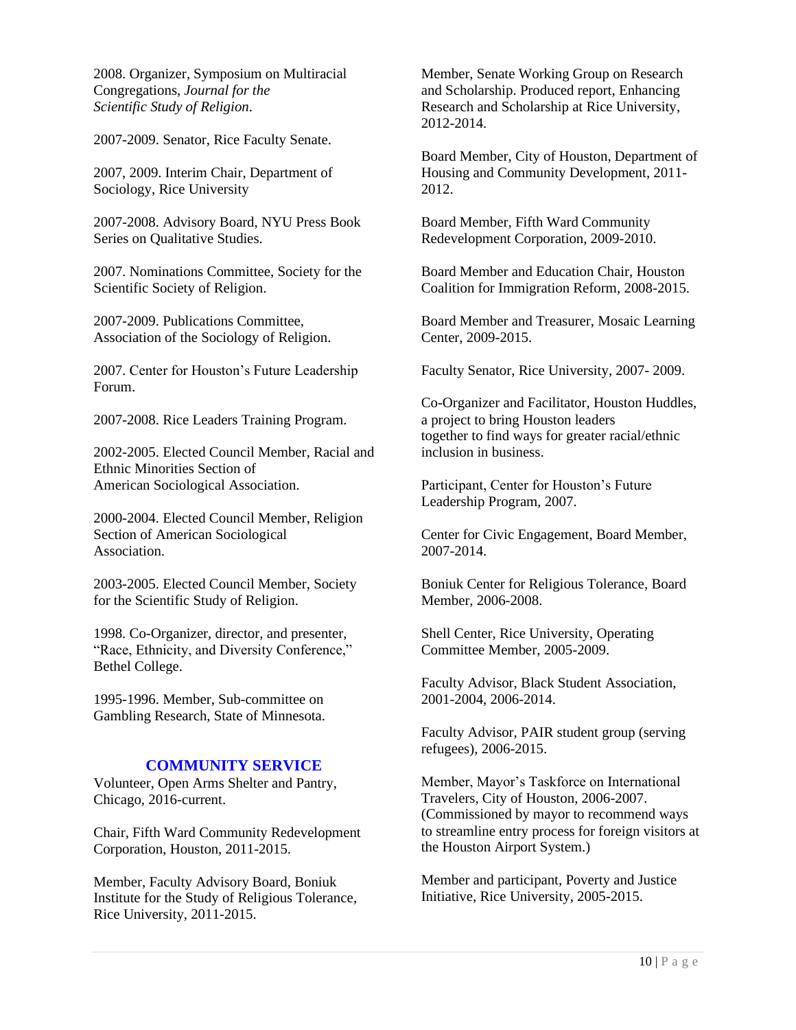2008. Organizer, Symposium on Multiracial Congregations, *Journal for the Scientific Study of Religion*.

2007-2009. Senator, Rice Faculty Senate.

2007, 2009. Interim Chair, Department of Sociology, Rice University

2007-2008. Advisory Board, NYU Press Book Series on Qualitative Studies.

2007. Nominations Committee, Society for the Scientific Society of Religion.

2007-2009. Publications Committee, Association of the Sociology of Religion.

2007. Center for Houston's Future Leadership Forum.

2007-2008. Rice Leaders Training Program.

2002-2005. Elected Council Member, Racial and Ethnic Minorities Section of American Sociological Association.

2000-2004. Elected Council Member, Religion Section of American Sociological Association.

2003-2005. Elected Council Member, Society for the Scientific Study of Religion.

1998. Co-Organizer, director, and presenter, "Race, Ethnicity, and Diversity Conference," Bethel College.

1995-1996. Member, Sub-committee on Gambling Research, State of Minnesota.

## COMMUNITY SERVICE

Volunteer, Open Arms Shelter and Pantry, Chicago, 2016-current.

Chair, Fifth Ward Community Redevelopment Corporation, Houston, 2011-2015.

Member, Faculty Advisory Board, Boniuk Institute for the Study of Religious Tolerance, Rice University, 2011-2015.

Member, Senate Working Group on Research and Scholarship. Produced report, Enhancing Research and Scholarship at Rice University, 2012-2014.

Board Member, City of Houston, Department of Housing and Community Development, 2011-2012.

Board Member, Fifth Ward Community Redevelopment Corporation, 2009-2010.

Board Member and Education Chair, Houston Coalition for Immigration Reform, 2008-2015.

Board Member and Treasurer, Mosaic Learning Center, 2009-2015.

Faculty Senator, Rice University, 2007- 2009.

Co-Organizer and Facilitator, Houston Huddles, a project to bring Houston leaders together to find ways for greater racial/ethnic inclusion in business.

Participant, Center for Houston's Future Leadership Program, 2007.

Center for Civic Engagement, Board Member, 2007-2014.

Boniuk Center for Religious Tolerance, Board Member, 2006-2008.

Shell Center, Rice University, Operating Committee Member, 2005-2009.

Faculty Advisor, Black Student Association, 2001-2004, 2006-2014.

Faculty Advisor, PAIR student group (serving refugees), 2006-2015.

Member, Mayor's Taskforce on International Travelers, City of Houston, 2006-2007. (Commissioned by mayor to recommend ways to streamline entry process for foreign visitors at the Houston Airport System.)

Member and participant, Poverty and Justice Initiative, Rice University, 2005-2015.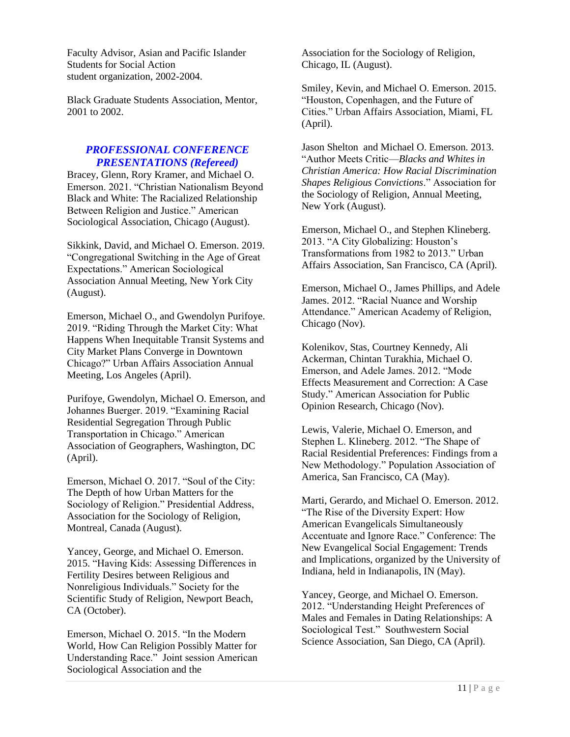Faculty Advisor, Asian and Pacific Islander Students for Social Action student organization, 2002-2004.

Black Graduate Students Association, Mentor, 2001 to 2002.

## *PROFESSIONAL CONFERENCE PRESENTATIONS (Refereed)*

Bracey, Glenn, Rory Kramer, and Michael O. Emerson. 2021. "Christian Nationalism Beyond Black and White: The Racialized Relationship Between Religion and Justice." American Sociological Association, Chicago (August).

Sikkink, David, and Michael O. Emerson. 2019. "Congregational Switching in the Age of Great Expectations." American Sociological Association Annual Meeting, New York City (August).

Emerson, Michael O., and Gwendolyn Purifoye. 2019. "Riding Through the Market City: What Happens When Inequitable Transit Systems and City Market Plans Converge in Downtown Chicago?" Urban Affairs Association Annual Meeting, Los Angeles (April).

Purifoye, Gwendolyn, Michael O. Emerson, and Johannes Buerger. 2019. "Examining Racial Residential Segregation Through Public Transportation in Chicago." American Association of Geographers, Washington, DC (April).

Emerson, Michael O. 2017. "Soul of the City: The Depth of how Urban Matters for the Sociology of Religion." Presidential Address, Association for the Sociology of Religion, Montreal, Canada (August).

Yancey, George, and Michael O. Emerson. 2015. "Having Kids: Assessing Differences in Fertility Desires between Religious and Nonreligious Individuals." Society for the Scientific Study of Religion, Newport Beach, CA (October).

Emerson, Michael O. 2015. "In the Modern World, How Can Religion Possibly Matter for Understanding Race." Joint session American Sociological Association and the Association for the Sociology of Religion, Chicago, IL (August).

Smiley, Kevin, and Michael O. Emerson. 2015. "Houston, Copenhagen, and the Future of Cities." Urban Affairs Association, Miami, FL (April).

Jason Shelton and Michael O. Emerson. 2013. "Author Meets Critic—*Blacks and Whites in Christian America: How Racial Discrimination Shapes Religious Convictions*." Association for the Sociology of Religion, Annual Meeting, New York (August).

Emerson, Michael O., and Stephen Klineberg. 2013. "A City Globalizing: Houston's Transformations from 1982 to 2013." Urban Affairs Association, San Francisco, CA (April).

Emerson, Michael O., James Phillips, and Adele James. 2012. "Racial Nuance and Worship Attendance." American Academy of Religion, Chicago (Nov).

Kolenikov, Stas, Courtney Kennedy, Ali Ackerman, Chintan Turakhia, Michael O. Emerson, and Adele James. 2012. "Mode Effects Measurement and Correction: A Case Study." American Association for Public Opinion Research, Chicago (Nov).

Lewis, Valerie, Michael O. Emerson, and Stephen L. Klineberg. 2012. "The Shape of Racial Residential Preferences: Findings from a New Methodology." Population Association of America, San Francisco, CA (May).

Marti, Gerardo, and Michael O. Emerson. 2012. "The Rise of the Diversity Expert: How American Evangelicals Simultaneously Accentuate and Ignore Race." Conference: The New Evangelical Social Engagement: Trends and Implications, organized by the University of Indiana, held in Indianapolis, IN (May).

Yancey, George, and Michael O. Emerson. 2012. "Understanding Height Preferences of Males and Females in Dating Relationships: A Sociological Test." Southwestern Social Science Association, San Diego, CA (April).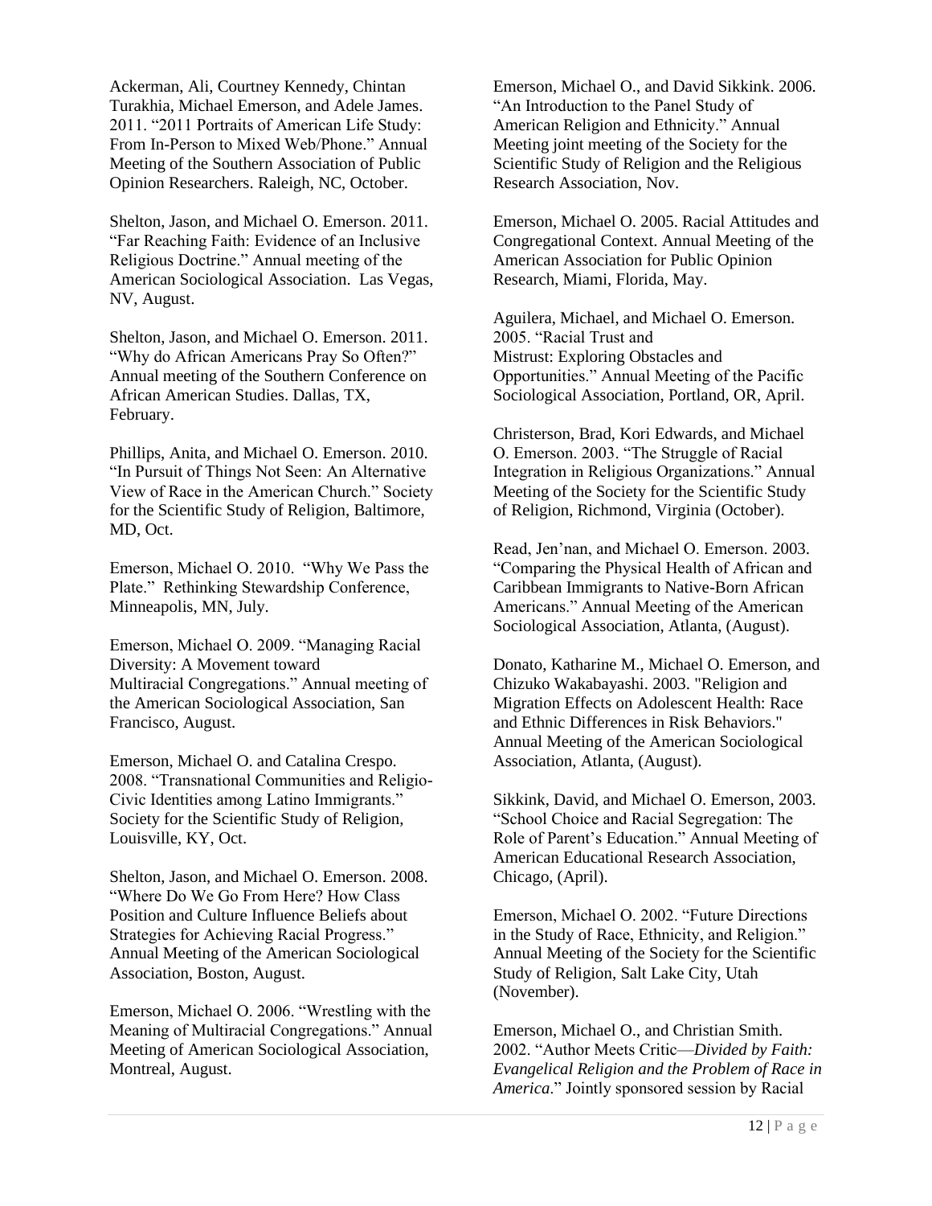Ackerman, Ali, Courtney Kennedy, Chintan Turakhia, Michael Emerson, and Adele James. 2011. "2011 Portraits of American Life Study: From In-Person to Mixed Web/Phone." Annual Meeting of the Southern Association of Public Opinion Researchers. Raleigh, NC, October.

Shelton, Jason, and Michael O. Emerson. 2011. "Far Reaching Faith: Evidence of an Inclusive Religious Doctrine." Annual meeting of the American Sociological Association. Las Vegas, NV, August.

Shelton, Jason, and Michael O. Emerson. 2011. "Why do African Americans Pray So Often?" Annual meeting of the Southern Conference on African American Studies. Dallas, TX, February.

Phillips, Anita, and Michael O. Emerson. 2010. "In Pursuit of Things Not Seen: An Alternative View of Race in the American Church." Society for the Scientific Study of Religion, Baltimore, MD, Oct.

Emerson, Michael O. 2010. "Why We Pass the Plate." Rethinking Stewardship Conference, Minneapolis, MN, July.

Emerson, Michael O. 2009. "Managing Racial Diversity: A Movement toward Multiracial Congregations." Annual meeting of the American Sociological Association, San Francisco, August.

Emerson, Michael O. and Catalina Crespo. 2008. "Transnational Communities and Religio-Civic Identities among Latino Immigrants." Society for the Scientific Study of Religion, Louisville, KY, Oct.

Shelton, Jason, and Michael O. Emerson. 2008. "Where Do We Go From Here? How Class Position and Culture Influence Beliefs about Strategies for Achieving Racial Progress." Annual Meeting of the American Sociological Association, Boston, August.

Emerson, Michael O. 2006. "Wrestling with the Meaning of Multiracial Congregations." Annual Meeting of American Sociological Association, Montreal, August.

Emerson, Michael O., and David Sikkink. 2006. "An Introduction to the Panel Study of American Religion and Ethnicity." Annual Meeting joint meeting of the Society for the Scientific Study of Religion and the Religious Research Association, Nov.

Emerson, Michael O. 2005. Racial Attitudes and Congregational Context. Annual Meeting of the American Association for Public Opinion Research, Miami, Florida, May.

Aguilera, Michael, and Michael O. Emerson. 2005. "Racial Trust and Mistrust: Exploring Obstacles and Opportunities." Annual Meeting of the Pacific Sociological Association, Portland, OR, April.

Christerson, Brad, Kori Edwards, and Michael O. Emerson. 2003. "The Struggle of Racial Integration in Religious Organizations." Annual Meeting of the Society for the Scientific Study of Religion, Richmond, Virginia (October).

Read, Jen'nan, and Michael O. Emerson. 2003. "Comparing the Physical Health of African and Caribbean Immigrants to Native-Born African Americans." Annual Meeting of the American Sociological Association, Atlanta, (August).

Donato, Katharine M., Michael O. Emerson, and Chizuko Wakabayashi. 2003. "Religion and Migration Effects on Adolescent Health: Race and Ethnic Differences in Risk Behaviors." Annual Meeting of the American Sociological Association, Atlanta, (August).

Sikkink, David, and Michael O. Emerson, 2003. "School Choice and Racial Segregation: The Role of Parent's Education." Annual Meeting of American Educational Research Association, Chicago, (April).

Emerson, Michael O. 2002. "Future Directions in the Study of Race, Ethnicity, and Religion." Annual Meeting of the Society for the Scientific Study of Religion, Salt Lake City, Utah (November).

Emerson, Michael O., and Christian Smith. 2002. "Author Meets Critic—*Divided by Faith: Evangelical Religion and the Problem of Race in America*." Jointly sponsored session by Racial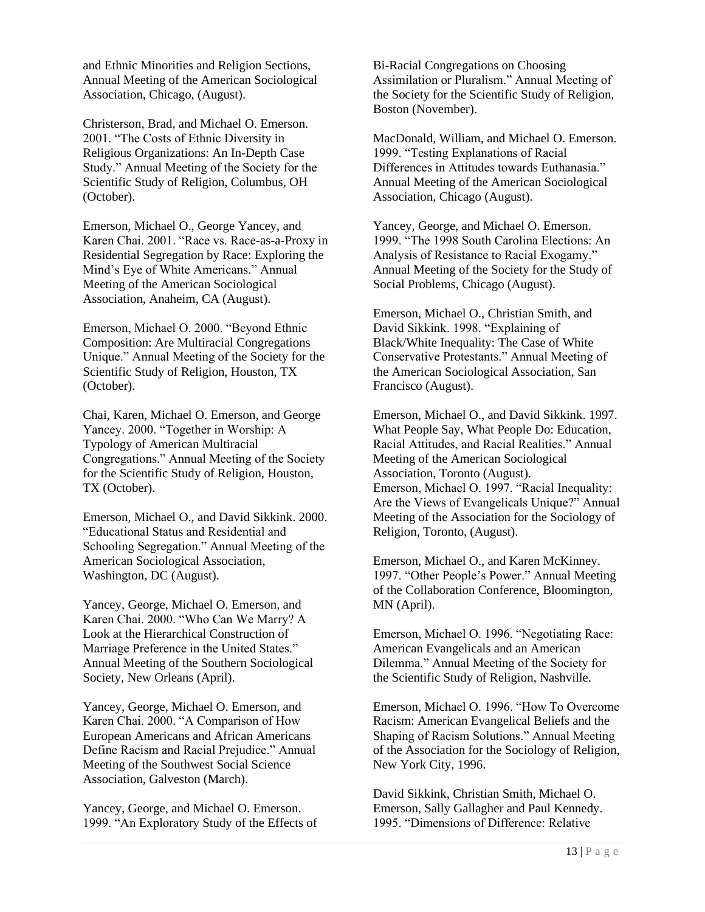and Ethnic Minorities and Religion Sections, Annual Meeting of the American Sociological Association, Chicago, (August).

Christerson, Brad, and Michael O. Emerson. 2001. "The Costs of Ethnic Diversity in Religious Organizations: An In-Depth Case Study." Annual Meeting of the Society for the Scientific Study of Religion, Columbus, OH (October).

Emerson, Michael O., George Yancey, and Karen Chai. 2001. "Race vs. Race-as-a-Proxy in Residential Segregation by Race: Exploring the Mind's Eye of White Americans." Annual Meeting of the American Sociological Association, Anaheim, CA (August).

Emerson, Michael O. 2000. "Beyond Ethnic Composition: Are Multiracial Congregations Unique." Annual Meeting of the Society for the Scientific Study of Religion, Houston, TX (October).

Chai, Karen, Michael O. Emerson, and George Yancey. 2000. "Together in Worship: A Typology of American Multiracial Congregations." Annual Meeting of the Society for the Scientific Study of Religion, Houston, TX (October).

Emerson, Michael O., and David Sikkink. 2000. "Educational Status and Residential and Schooling Segregation." Annual Meeting of the American Sociological Association, Washington, DC (August).

Yancey, George, Michael O. Emerson, and Karen Chai. 2000. "Who Can We Marry? A Look at the Hierarchical Construction of Marriage Preference in the United States." Annual Meeting of the Southern Sociological Society, New Orleans (April).

Yancey, George, Michael O. Emerson, and Karen Chai. 2000. "A Comparison of How European Americans and African Americans Define Racism and Racial Prejudice." Annual Meeting of the Southwest Social Science Association, Galveston (March).

Yancey, George, and Michael O. Emerson. 1999. "An Exploratory Study of the Effects of Bi-Racial Congregations on Choosing Assimilation or Pluralism." Annual Meeting of the Society for the Scientific Study of Religion, Boston (November).

MacDonald, William, and Michael O. Emerson. 1999. "Testing Explanations of Racial Differences in Attitudes towards Euthanasia." Annual Meeting of the American Sociological Association, Chicago (August).

Yancey, George, and Michael O. Emerson. 1999. "The 1998 South Carolina Elections: An Analysis of Resistance to Racial Exogamy." Annual Meeting of the Society for the Study of Social Problems, Chicago (August).

Emerson, Michael O., Christian Smith, and David Sikkink. 1998. "Explaining of Black/White Inequality: The Case of White Conservative Protestants." Annual Meeting of the American Sociological Association, San Francisco (August).

Emerson, Michael O., and David Sikkink. 1997. What People Say, What People Do: Education, Racial Attitudes, and Racial Realities." Annual Meeting of the American Sociological Association, Toronto (August).

Emerson, Michael O. 1997. "Racial Inequality: Are the Views of Evangelicals Unique?" Annual Meeting of the Association for the Sociology of Religion, Toronto, (August).

Emerson, Michael O., and Karen McKinney. 1997. "Other People's Power." Annual Meeting of the Collaboration Conference, Bloomington, MN (April).

Emerson, Michael O. 1996. "Negotiating Race: American Evangelicals and an American Dilemma." Annual Meeting of the Society for the Scientific Study of Religion, Nashville.

Emerson, Michael O. 1996. "How To Overcome Racism: American Evangelical Beliefs and the Shaping of Racism Solutions." Annual Meeting of the Association for the Sociology of Religion, New York City, 1996.

David Sikkink, Christian Smith, Michael O. Emerson, Sally Gallagher and Paul Kennedy. 1995. "Dimensions of Difference: Relative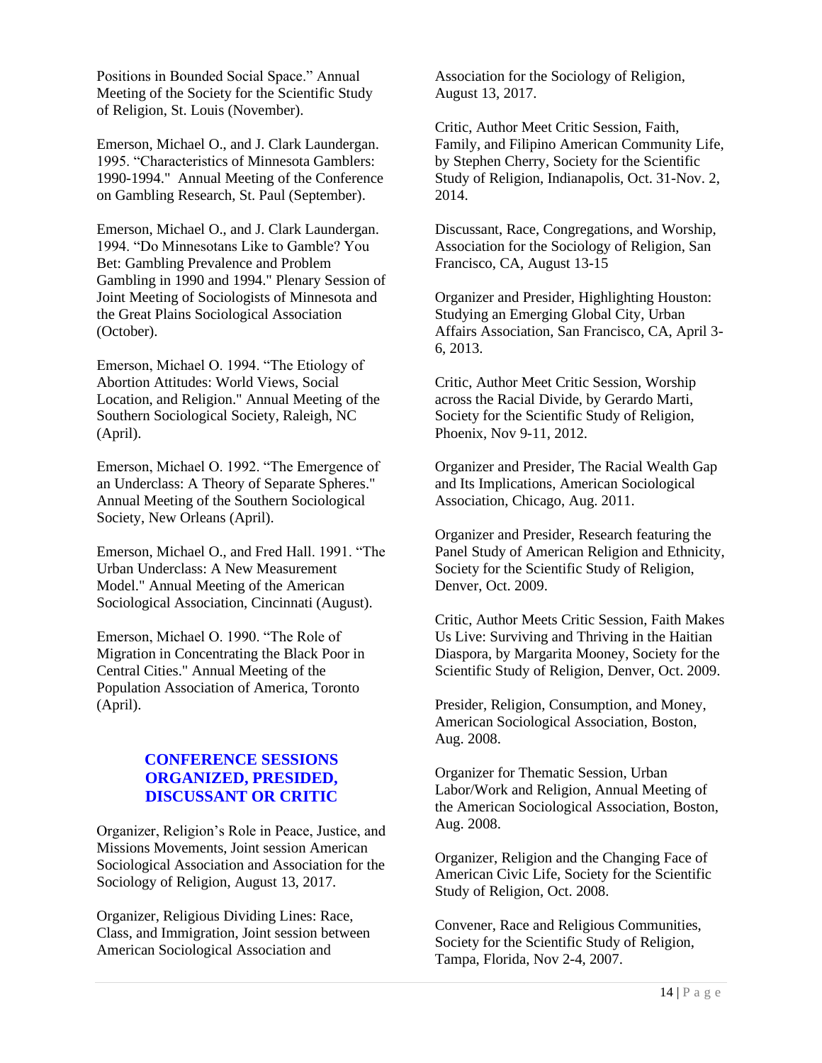Positions in Bounded Social Space." Annual Meeting of the Society for the Scientific Study of Religion, St. Louis (November).

Emerson, Michael O., and J. Clark Laundergan. 1995. "Characteristics of Minnesota Gamblers: 1990-1994." Annual Meeting of the Conference on Gambling Research, St. Paul (September).

Emerson, Michael O., and J. Clark Laundergan. 1994. "Do Minnesotans Like to Gamble? You Bet: Gambling Prevalence and Problem Gambling in 1990 and 1994." Plenary Session of Joint Meeting of Sociologists of Minnesota and the Great Plains Sociological Association (October).

Emerson, Michael O. 1994. "The Etiology of Abortion Attitudes: World Views, Social Location, and Religion." Annual Meeting of the Southern Sociological Society, Raleigh, NC (April).

Emerson, Michael O. 1992. "The Emergence of an Underclass: A Theory of Separate Spheres." Annual Meeting of the Southern Sociological Society, New Orleans (April).

Emerson, Michael O., and Fred Hall. 1991. "The Urban Underclass: A New Measurement Model." Annual Meeting of the American Sociological Association, Cincinnati (August).

Emerson, Michael O. 1990. "The Role of Migration in Concentrating the Black Poor in Central Cities." Annual Meeting of the Population Association of America, Toronto (April).

## CONFERENCE SESSIONS ORGANIZED, PRESIDED, DISCUSSANT OR CRITIC

Organizer, Religion's Role in Peace, Justice, and Missions Movements, Joint session American Sociological Association and Association for the Sociology of Religion, August 13, 2017.

Organizer, Religious Dividing Lines: Race, Class, and Immigration, Joint session between American Sociological Association and Association for the Sociology of Religion, August 13, 2017.

Critic, Author Meet Critic Session, Faith, Family, and Filipino American Community Life, by Stephen Cherry, Society for the Scientific Study of Religion, Indianapolis, Oct. 31-Nov. 2, 2014.

Discussant, Race, Congregations, and Worship, Association for the Sociology of Religion, San Francisco, CA, August 13-15

Organizer and Presider, Highlighting Houston: Studying an Emerging Global City, Urban Affairs Association, San Francisco, CA, April 3-6, 2013.

Critic, Author Meet Critic Session, Worship across the Racial Divide, by Gerardo Marti, Society for the Scientific Study of Religion, Phoenix, Nov 9-11, 2012.

Organizer and Presider, The Racial Wealth Gap and Its Implications, American Sociological Association, Chicago, Aug. 2011.

Organizer and Presider, Research featuring the Panel Study of American Religion and Ethnicity, Society for the Scientific Study of Religion, Denver, Oct. 2009.

Critic, Author Meets Critic Session, Faith Makes Us Live: Surviving and Thriving in the Haitian Diaspora, by Margarita Mooney, Society for the Scientific Study of Religion, Denver, Oct. 2009.

Presider, Religion, Consumption, and Money, American Sociological Association, Boston, Aug. 2008.

Organizer for Thematic Session, Urban Labor/Work and Religion, Annual Meeting of the American Sociological Association, Boston, Aug. 2008.

Organizer, Religion and the Changing Face of American Civic Life, Society for the Scientific Study of Religion, Oct. 2008.

Convener, Race and Religious Communities, Society for the Scientific Study of Religion, Tampa, Florida, Nov 2-4, 2007.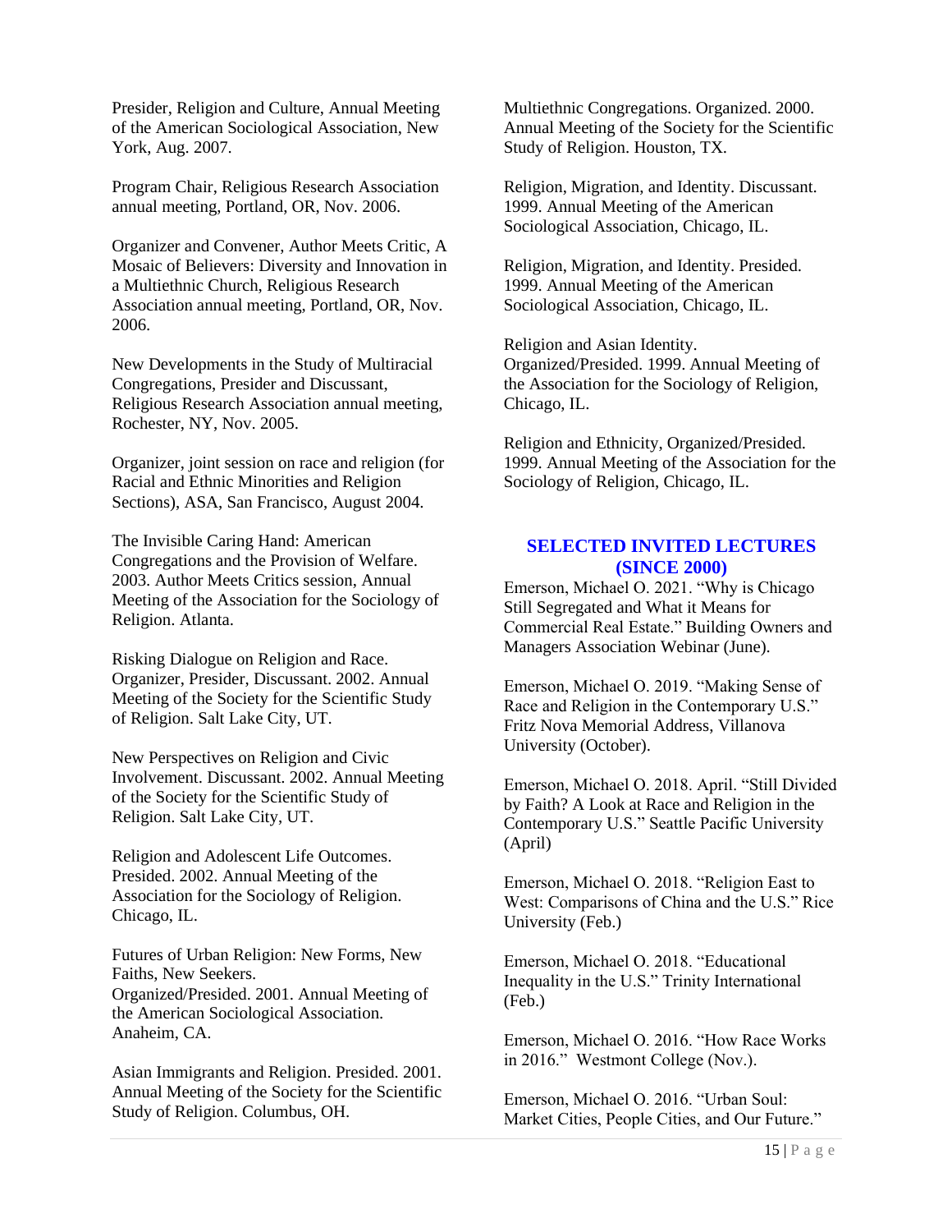Presider, Religion and Culture, Annual Meeting of the American Sociological Association, New York, Aug. 2007.

Program Chair, Religious Research Association annual meeting, Portland, OR, Nov. 2006.

Organizer and Convener, Author Meets Critic, A Mosaic of Believers: Diversity and Innovation in a Multiethnic Church, Religious Research Association annual meeting, Portland, OR, Nov. 2006.

New Developments in the Study of Multiracial Congregations, Presider and Discussant, Religious Research Association annual meeting, Rochester, NY, Nov. 2005.

Organizer, joint session on race and religion (for Racial and Ethnic Minorities and Religion Sections), ASA, San Francisco, August 2004.

The Invisible Caring Hand: American Congregations and the Provision of Welfare. 2003. Author Meets Critics session, Annual Meeting of the Association for the Sociology of Religion. Atlanta.

Risking Dialogue on Religion and Race. Organizer, Presider, Discussant. 2002. Annual Meeting of the Society for the Scientific Study of Religion. Salt Lake City, UT.

New Perspectives on Religion and Civic Involvement. Discussant. 2002. Annual Meeting of the Society for the Scientific Study of Religion. Salt Lake City, UT.

Religion and Adolescent Life Outcomes. Presided. 2002. Annual Meeting of the Association for the Sociology of Religion. Chicago, IL.

Futures of Urban Religion: New Forms, New Faiths, New Seekers. Organized/Presided. 2001. Annual Meeting of the American Sociological Association. Anaheim, CA.

Asian Immigrants and Religion. Presided. 2001. Annual Meeting of the Society for the Scientific Study of Religion. Columbus, OH.

Multiethnic Congregations. Organized. 2000. Annual Meeting of the Society for the Scientific Study of Religion. Houston, TX.

Religion, Migration, and Identity. Discussant. 1999. Annual Meeting of the American Sociological Association, Chicago, IL.

Religion, Migration, and Identity. Presided. 1999. Annual Meeting of the American Sociological Association, Chicago, IL.

Religion and Asian Identity. Organized/Presided. 1999. Annual Meeting of the Association for the Sociology of Religion, Chicago, IL.

Religion and Ethnicity, Organized/Presided. 1999. Annual Meeting of the Association for the Sociology of Religion, Chicago, IL.

## SELECTED INVITED LECTURES (SINCE 2000)

Emerson, Michael O. 2021. "Why is Chicago Still Segregated and What it Means for Commercial Real Estate." Building Owners and Managers Association Webinar (June).

Emerson, Michael O. 2019. "Making Sense of Race and Religion in the Contemporary U.S." Fritz Nova Memorial Address, Villanova University (October).

Emerson, Michael O. 2018. April. "Still Divided by Faith? A Look at Race and Religion in the Contemporary U.S." Seattle Pacific University (April)

Emerson, Michael O. 2018. "Religion East to West: Comparisons of China and the U.S." Rice University (Feb.)

Emerson, Michael O. 2018. "Educational Inequality in the U.S." Trinity International (Feb.)

Emerson, Michael O. 2016. "How Race Works in 2016." Westmont College (Nov.).

Emerson, Michael O. 2016. "Urban Soul: Market Cities, People Cities, and Our Future."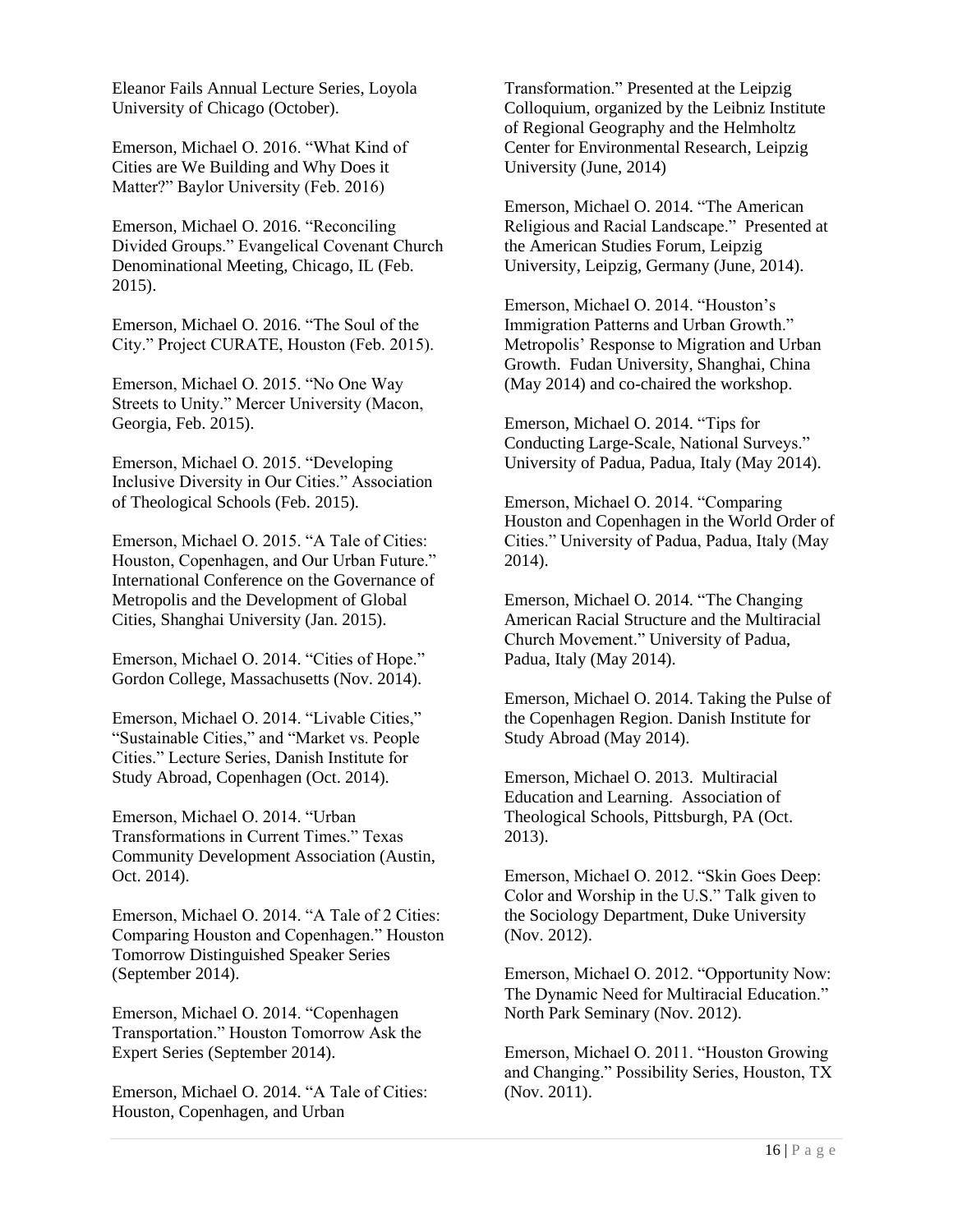Eleanor Fails Annual Lecture Series, Loyola University of Chicago (October).

Emerson, Michael O. 2016. "What Kind of Cities are We Building and Why Does it Matter?" Baylor University (Feb. 2016)

Emerson, Michael O. 2016. "Reconciling Divided Groups." Evangelical Covenant Church Denominational Meeting, Chicago, IL (Feb. 2015).

Emerson, Michael O. 2016. "The Soul of the City." Project CURATE, Houston (Feb. 2015).

Emerson, Michael O. 2015. "No One Way Streets to Unity." Mercer University (Macon, Georgia, Feb. 2015).

Emerson, Michael O. 2015. "Developing Inclusive Diversity in Our Cities." Association of Theological Schools (Feb. 2015).

Emerson, Michael O. 2015. "A Tale of Cities: Houston, Copenhagen, and Our Urban Future." International Conference on the Governance of Metropolis and the Development of Global Cities, Shanghai University (Jan. 2015).

Emerson, Michael O. 2014. "Cities of Hope." Gordon College, Massachusetts (Nov. 2014).

Emerson, Michael O. 2014. "Livable Cities," "Sustainable Cities," and "Market vs. People Cities." Lecture Series, Danish Institute for Study Abroad, Copenhagen (Oct. 2014).

Emerson, Michael O. 2014. "Urban Transformations in Current Times." Texas Community Development Association (Austin, Oct. 2014).

Emerson, Michael O. 2014. "A Tale of 2 Cities: Comparing Houston and Copenhagen." Houston Tomorrow Distinguished Speaker Series (September 2014).

Emerson, Michael O. 2014. "Copenhagen Transportation." Houston Tomorrow Ask the Expert Series (September 2014).

Emerson, Michael O. 2014. "A Tale of Cities: Houston, Copenhagen, and Urban Transformation." Presented at the Leipzig Colloquium, organized by the Leibniz Institute of Regional Geography and the Helmholtz Center for Environmental Research, Leipzig University (June, 2014)

Emerson, Michael O. 2014. "The American Religious and Racial Landscape." Presented at the American Studies Forum, Leipzig University, Leipzig, Germany (June, 2014).

Emerson, Michael O. 2014. "Houston's Immigration Patterns and Urban Growth." Metropolis' Response to Migration and Urban Growth. Fudan University, Shanghai, China (May 2014) and co-chaired the workshop.

Emerson, Michael O. 2014. "Tips for Conducting Large-Scale, National Surveys." University of Padua, Padua, Italy (May 2014).

Emerson, Michael O. 2014. "Comparing Houston and Copenhagen in the World Order of Cities." University of Padua, Padua, Italy (May 2014).

Emerson, Michael O. 2014. "The Changing American Racial Structure and the Multiracial Church Movement." University of Padua, Padua, Italy (May 2014).

Emerson, Michael O. 2014. Taking the Pulse of the Copenhagen Region. Danish Institute for Study Abroad (May 2014).

Emerson, Michael O. 2013. Multiracial Education and Learning. Association of Theological Schools, Pittsburgh, PA (Oct. 2013).

Emerson, Michael O. 2012. "Skin Goes Deep: Color and Worship in the U.S." Talk given to the Sociology Department, Duke University (Nov. 2012).

Emerson, Michael O. 2012. "Opportunity Now: The Dynamic Need for Multiracial Education." North Park Seminary (Nov. 2012).

Emerson, Michael O. 2011. "Houston Growing and Changing." Possibility Series, Houston, TX (Nov. 2011).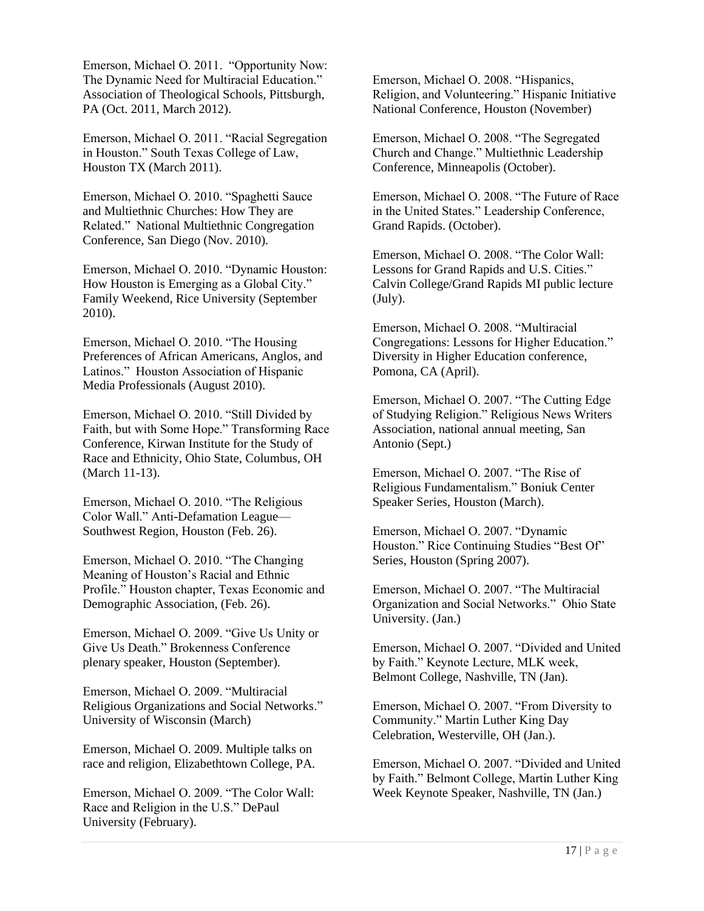Emerson, Michael O. 2011. "Opportunity Now: The Dynamic Need for Multiracial Education." Association of Theological Schools, Pittsburgh, PA (Oct. 2011, March 2012).

Emerson, Michael O. 2011. "Racial Segregation in Houston." South Texas College of Law, Houston TX (March 2011).

Emerson, Michael O. 2010. "Spaghetti Sauce and Multiethnic Churches: How They are Related." National Multiethnic Congregation Conference, San Diego (Nov. 2010).

Emerson, Michael O. 2010. "Dynamic Houston: How Houston is Emerging as a Global City." Family Weekend, Rice University (September 2010).

Emerson, Michael O. 2010. "The Housing Preferences of African Americans, Anglos, and Latinos." Houston Association of Hispanic Media Professionals (August 2010).

Emerson, Michael O. 2010. "Still Divided by Faith, but with Some Hope." Transforming Race Conference, Kirwan Institute for the Study of Race and Ethnicity, Ohio State, Columbus, OH (March 11-13).

Emerson, Michael O. 2010. "The Religious Color Wall." Anti-Defamation League—Southwest Region, Houston (Feb. 26).

Emerson, Michael O. 2010. "The Changing Meaning of Houston's Racial and Ethnic Profile." Houston chapter, Texas Economic and Demographic Association, (Feb. 26).

Emerson, Michael O. 2009. "Give Us Unity or Give Us Death." Brokenness Conference plenary speaker, Houston (September).

Emerson, Michael O. 2009. "Multiracial Religious Organizations and Social Networks." University of Wisconsin (March)

Emerson, Michael O. 2009. Multiple talks on race and religion, Elizabethtown College, PA.

Emerson, Michael O. 2009. "The Color Wall: Race and Religion in the U.S." DePaul University (February).

Emerson, Michael O. 2008. "Hispanics, Religion, and Volunteering." Hispanic Initiative National Conference, Houston (November)

Emerson, Michael O. 2008. "The Segregated Church and Change." Multiethnic Leadership Conference, Minneapolis (October).

Emerson, Michael O. 2008. "The Future of Race in the United States." Leadership Conference, Grand Rapids. (October).

Emerson, Michael O. 2008. "The Color Wall: Lessons for Grand Rapids and U.S. Cities." Calvin College/Grand Rapids MI public lecture (July).

Emerson, Michael O. 2008. "Multiracial Congregations: Lessons for Higher Education." Diversity in Higher Education conference, Pomona, CA (April).

Emerson, Michael O. 2007. "The Cutting Edge of Studying Religion." Religious News Writers Association, national annual meeting, San Antonio (Sept.)

Emerson, Michael O. 2007. "The Rise of Religious Fundamentalism." Boniuk Center Speaker Series, Houston (March).

Emerson, Michael O. 2007. "Dynamic Houston." Rice Continuing Studies "Best Of" Series, Houston (Spring 2007).

Emerson, Michael O. 2007. "The Multiracial Organization and Social Networks." Ohio State University. (Jan.)

Emerson, Michael O. 2007. "Divided and United by Faith." Keynote Lecture, MLK week, Belmont College, Nashville, TN (Jan).

Emerson, Michael O. 2007. "From Diversity to Community." Martin Luther King Day Celebration, Westerville, OH (Jan.).

Emerson, Michael O. 2007. "Divided and United by Faith." Belmont College, Martin Luther King Week Keynote Speaker, Nashville, TN (Jan.)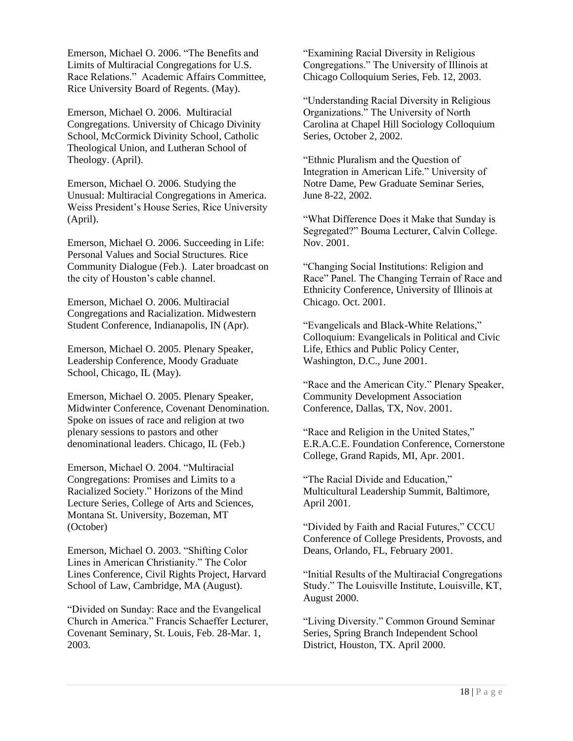Emerson, Michael O. 2006. “The Benefits and Limits of Multiracial Congregations for U.S. Race Relations.” Academic Affairs Committee, Rice University Board of Regents. (May).

Emerson, Michael O. 2006. Multiracial Congregations. University of Chicago Divinity School, McCormick Divinity School, Catholic Theological Union, and Lutheran School of Theology. (April).

Emerson, Michael O. 2006. Studying the Unusual: Multiracial Congregations in America. Weiss President’s House Series, Rice University (April).

Emerson, Michael O. 2006. Succeeding in Life: Personal Values and Social Structures. Rice Community Dialogue (Feb.). Later broadcast on the city of Houston’s cable channel.

Emerson, Michael O. 2006. Multiracial Congregations and Racialization. Midwestern Student Conference, Indianapolis, IN (Apr).

Emerson, Michael O. 2005. Plenary Speaker, Leadership Conference, Moody Graduate School, Chicago, IL (May).

Emerson, Michael O. 2005. Plenary Speaker, Midwinter Conference, Covenant Denomination. Spoke on issues of race and religion at two plenary sessions to pastors and other denominational leaders. Chicago, IL (Feb.)

Emerson, Michael O. 2004. “Multiracial Congregations: Promises and Limits to a Racialized Society.” Horizons of the Mind Lecture Series, College of Arts and Sciences, Montana St. University, Bozeman, MT (October)

Emerson, Michael O. 2003. “Shifting Color Lines in American Christianity.” The Color Lines Conference, Civil Rights Project, Harvard School of Law, Cambridge, MA (August).

“Divided on Sunday: Race and the Evangelical Church in America.” Francis Schaeffer Lecturer, Covenant Seminary, St. Louis, Feb. 28-Mar. 1, 2003.

“Examining Racial Diversity in Religious Congregations.” The University of Illinois at Chicago Colloquium Series, Feb. 12, 2003.

“Understanding Racial Diversity in Religious Organizations.” The University of North Carolina at Chapel Hill Sociology Colloquium Series, October 2, 2002.

“Ethnic Pluralism and the Question of Integration in American Life.” University of Notre Dame, Pew Graduate Seminar Series, June 8-22, 2002.

“What Difference Does it Make that Sunday is Segregated?” Bouma Lecturer, Calvin College. Nov. 2001.

“Changing Social Institutions: Religion and Race” Panel. The Changing Terrain of Race and Ethnicity Conference, University of Illinois at Chicago. Oct. 2001.

“Evangelicals and Black-White Relations,” Colloquium: Evangelicals in Political and Civic Life, Ethics and Public Policy Center, Washington, D.C., June 2001.

“Race and the American City.” Plenary Speaker, Community Development Association Conference, Dallas, TX, Nov. 2001.

“Race and Religion in the United States,” E.R.A.C.E. Foundation Conference, Cornerstone College, Grand Rapids, MI, Apr. 2001.

“The Racial Divide and Education,” Multicultural Leadership Summit, Baltimore, April 2001.

“Divided by Faith and Racial Futures,” CCCU Conference of College Presidents, Provosts, and Deans, Orlando, FL, February 2001.

“Initial Results of the Multiracial Congregations Study.” The Louisville Institute, Louisville, KT, August 2000.

“Living Diversity.” Common Ground Seminar Series, Spring Branch Independent School District, Houston, TX. April 2000.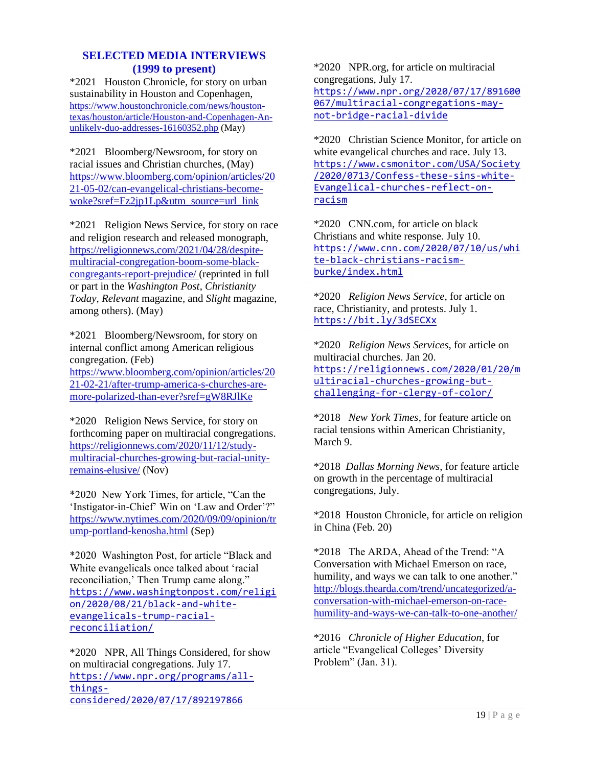## SELECTED MEDIA INTERVIEWS (1999 to present)

*2021 Houston Chronicle, for story on urban sustainability in Houston and Copenhagen, https://www.houstonchronicle.com/news/houston-texas/houston/article/Houston-and-Copenhagen-An-unlikely-duo-addresses-16160352.php (May)

*2021 Bloomberg/Newsroom, for story on racial issues and Christian churches, (May) https://www.bloomberg.com/opinion/articles/2021-05-02/can-evangelical-christians-become-woke?sref=Fz2jp1Lp&utm_source=url_link

*2021 Religion News Service, for story on race and religion research and released monograph, https://religionnews.com/2021/04/28/despite-multiracial-congregation-boom-some-black-congregants-report-prejudice/ (reprinted in full or part in the *Washington Post*, *Christianity Today*, *Relevant* magazine, and *Slight* magazine, among others). (May)

*2021 Bloomberg/Newsroom, for story on internal conflict among American religious congregation. (Feb) https://www.bloomberg.com/opinion/articles/2021-02-21/after-trump-america-s-churches-are-more-polarized-than-ever?sref=gW8RJlKe

*2020 Religion News Service, for story on forthcoming paper on multiracial congregations. https://religionnews.com/2020/11/12/study-multiracial-churches-growing-but-racial-unity-remains-elusive/ (Nov)

*2020 New York Times, for article, "Can the 'Instigator-in-Chief' Win on 'Law and Order'?" https://www.nytimes.com/2020/09/09/opinion/trump-portland-kenosha.html (Sep)

*2020 Washington Post, for article "Black and White evangelicals once talked about 'racial reconciliation,' Then Trump came along." https://www.washingtonpost.com/religion/2020/08/21/black-and-white-evangelicals-trump-racial-reconciliation/

*2020 NPR, All Things Considered, for show on multiracial congregations. July 17. https://www.npr.org/programs/all-things-considered/2020/07/17/892197866

*2020 NPR.org, for article on multiracial congregations, July 17. https://www.npr.org/2020/07/17/891600067/multiracial-congregations-may-not-bridge-racial-divide

*2020 Christian Science Monitor, for article on white evangelical churches and race. July 13. https://www.csmonitor.com/USA/Society/2020/0713/Confess-these-sins-white-Evangelical-churches-reflect-on-racism

*2020 CNN.com, for article on black Christians and white response. July 10. https://www.cnn.com/2020/07/10/us/white-black-christians-racism-burke/index.html

*2020 *Religion News Service*, for article on race, Christianity, and protests. July 1. https://bit.ly/3dSECXx

*2020 *Religion News Services*, for article on multiracial churches. Jan 20. https://religionnews.com/2020/01/20/multiracial-churches-growing-but-challenging-for-clergy-of-color/

*2018 *New York Times*, for feature article on racial tensions within American Christianity, March 9.

*2018 *Dallas Morning News*, for feature article on growth in the percentage of multiracial congregations, July.

*2018 Houston Chronicle, for article on religion in China (Feb. 20)

*2018 The ARDA, Ahead of the Trend: "A Conversation with Michael Emerson on race, humility, and ways we can talk to one another." http://blogs.thearda.com/trend/uncategorized/a-conversation-with-michael-emerson-on-race-humility-and-ways-we-can-talk-to-one-another/

*2016 *Chronicle of Higher Education*, for article "Evangelical Colleges' Diversity Problem" (Jan. 31).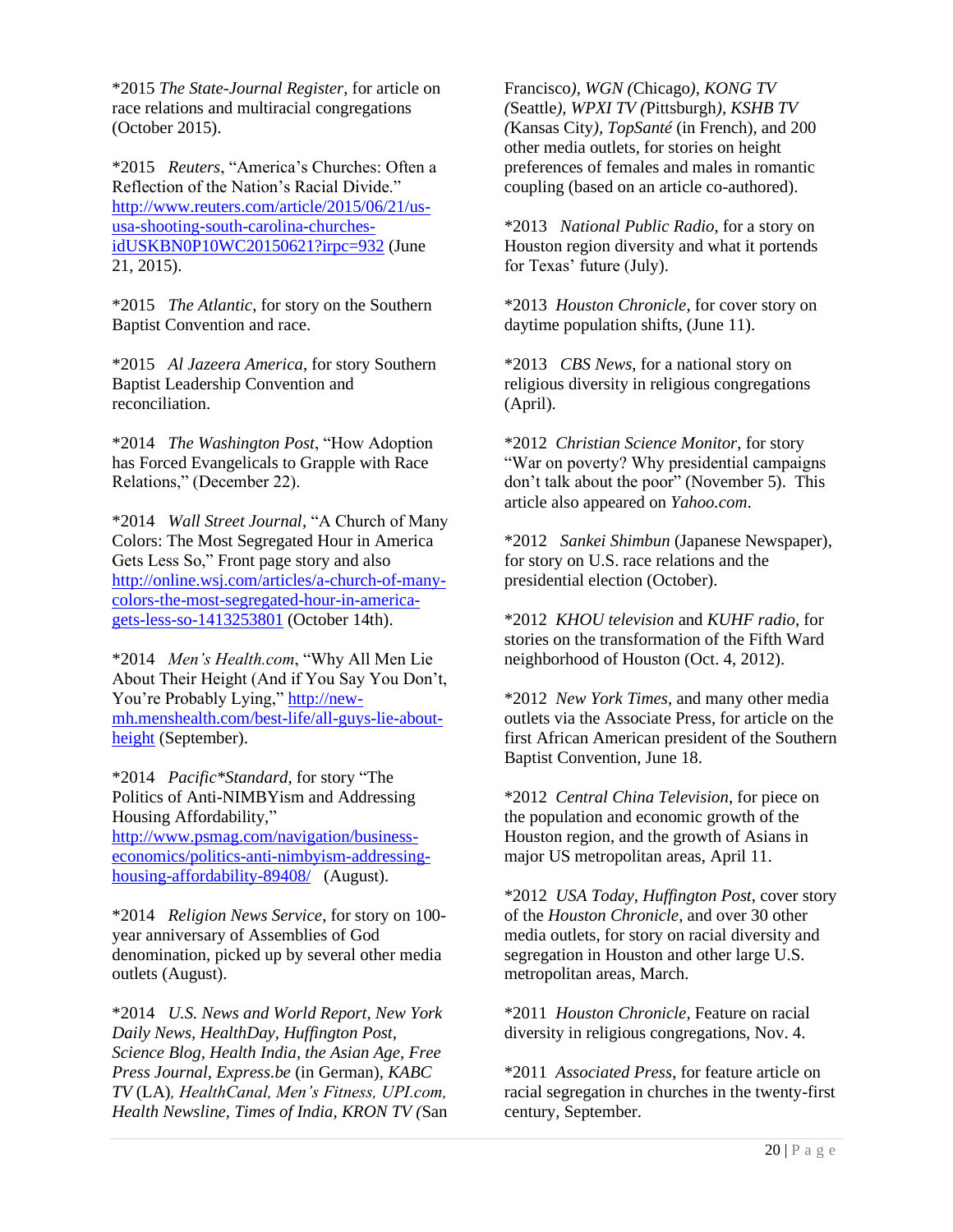*2015 *The State-Journal Register*, for article on race relations and multiracial congregations (October 2015).

*2015 *Reuters*, "America's Churches: Often a Reflection of the Nation's Racial Divide." http://www.reuters.com/article/2015/06/21/us-usa-shooting-south-carolina-churches-idUSKBN0P10WC20150621?irpc=932 (June 21, 2015).

*2015 *The Atlantic*, for story on the Southern Baptist Convention and race.

*2015 *Al Jazeera America*, for story Southern Baptist Leadership Convention and reconciliation.

*2014 *The Washington Post*, "How Adoption has Forced Evangelicals to Grapple with Race Relations," (December 22).

*2014 *Wall Street Journal*, "A Church of Many Colors: The Most Segregated Hour in America Gets Less So," Front page story and also http://online.wsj.com/articles/a-church-of-many-colors-the-most-segregated-hour-in-america-gets-less-so-1413253801 (October 14th).

*2014 *Men's Health.com*, "Why All Men Lie About Their Height (And if You Say You Don't, You're Probably Lying," http://new-mh.menshealth.com/best-life/all-guys-lie-about-height (September).

*2014 *Pacific*Standard*, for story "The Politics of Anti-NIMBYism and Addressing Housing Affordability," http://www.psmag.com/navigation/business-economics/politics-anti-nimbyism-addressing-housing-affordability-89408/ (August).

*2014 *Religion News Service*, for story on 100-year anniversary of Assemblies of God denomination, picked up by several other media outlets (August).

*2014 *U.S. News and World Report*, *New York Daily News*, *HealthDay*, *Huffington Post*, *Science Blog*, *Health India*, *the Asian Age*, *Free Press Journal*, *Express.be* (in German), *KABC TV* (LA), *HealthCanal, Men's Fitness, UPI.com, Health Newsline*, *Times of India*, *KRON TV* (San Francisco), *WGN* (Chicago), *KONG TV* (Seattle), *WPXI TV* (Pittsburgh), *KSHB TV* (Kansas City), *TopSanté* (in French), and 200 other media outlets, for stories on height preferences of females and males in romantic coupling (based on an article co-authored).

*2013 *National Public Radio*, for a story on Houston region diversity and what it portends for Texas' future (July).

*2013 *Houston Chronicle*, for cover story on daytime population shifts, (June 11).

*2013 *CBS News*, for a national story on religious diversity in religious congregations (April).

*2012 *Christian Science Monitor*, for story "War on poverty? Why presidential campaigns don't talk about the poor" (November 5). This article also appeared on *Yahoo.com*.

*2012 *Sankei Shimbun* (Japanese Newspaper), for story on U.S. race relations and the presidential election (October).

*2012 *KHOU television* and *KUHF radio*, for stories on the transformation of the Fifth Ward neighborhood of Houston (Oct. 4, 2012).

*2012 *New York Times*, and many other media outlets via the Associate Press, for article on the first African American president of the Southern Baptist Convention, June 18.

*2012 *Central China Television*, for piece on the population and economic growth of the Houston region, and the growth of Asians in major US metropolitan areas, April 11.

*2012 *USA Today*, *Huffington Post*, cover story of the *Houston Chronicle*, and over 30 other media outlets, for story on racial diversity and segregation in Houston and other large U.S. metropolitan areas, March.

*2011 *Houston Chronicle*, Feature on racial diversity in religious congregations, Nov. 4.

*2011 *Associated Press*, for feature article on racial segregation in churches in the twenty-first century, September.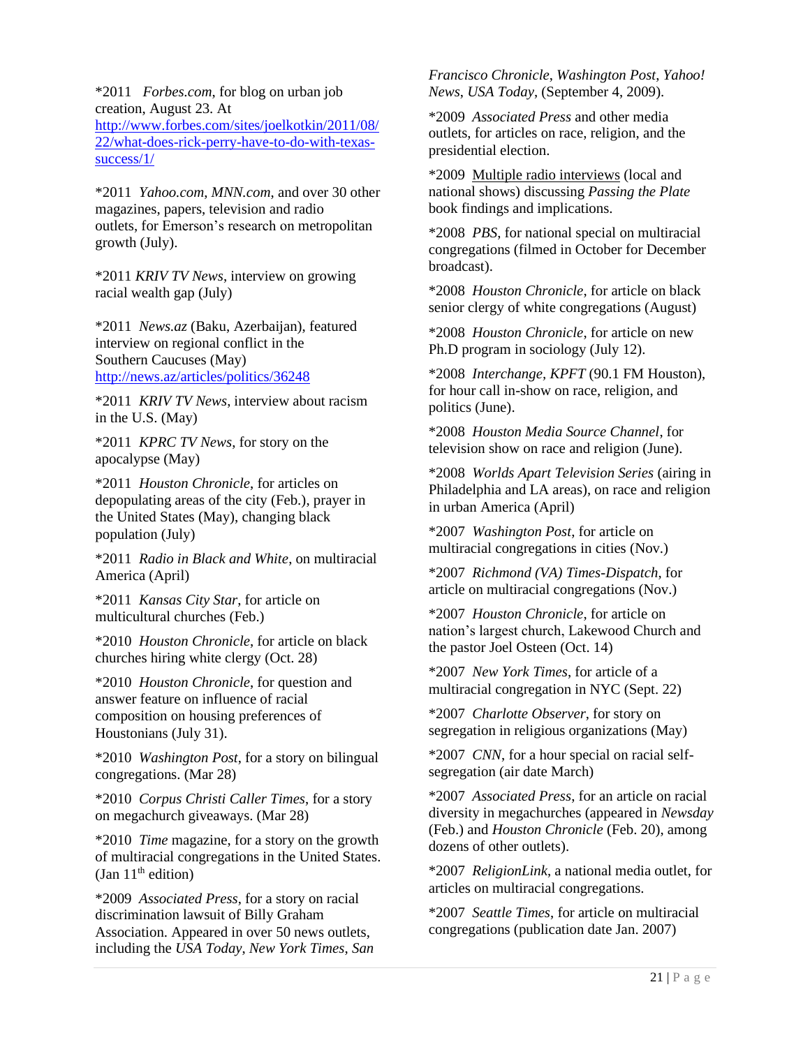*2011 *Forbes.com*, for blog on urban job creation, August 23. At http://www.forbes.com/sites/joelkotkin/2011/08/22/what-does-rick-perry-have-to-do-with-texas-success/1/

*2011 *Yahoo.com*, *MNN.com*, and over 30 other magazines, papers, television and radio outlets, for Emerson's research on metropolitan growth (July).

*2011 *KRIV TV News*, interview on growing racial wealth gap (July)

*2011 *News.az* (Baku, Azerbaijan), featured interview on regional conflict in the Southern Caucuses (May) http://news.az/articles/politics/36248

*2011 *KRIV TV News*, interview about racism in the U.S. (May)

*2011 *KPRC TV News*, for story on the apocalypse (May)

*2011 *Houston Chronicle*, for articles on depopulating areas of the city (Feb.), prayer in the United States (May), changing black population (July)

*2011 *Radio in Black and White*, on multiracial America (April)

*2011 *Kansas City Star*, for article on multicultural churches (Feb.)

*2010 *Houston Chronicle*, for article on black churches hiring white clergy (Oct. 28)

*2010 *Houston Chronicle*, for question and answer feature on influence of racial composition on housing preferences of Houstonians (July 31).

*2010 *Washington Post*, for a story on bilingual congregations. (Mar 28)

*2010 *Corpus Christi Caller Times*, for a story on megachurch giveaways. (Mar 28)

*2010 *Time* magazine, for a story on the growth of multiracial congregations in the United States. (Jan 11th edition)

*2009 *Associated Press*, for a story on racial discrimination lawsuit of Billy Graham Association. Appeared in over 50 news outlets, including the *USA Today*, *New York Times*, *San Francisco Chronicle*, *Washington Post*, *Yahoo! News*, *USA Today*, (September 4, 2009).

*2009 *Associated Press* and other media outlets, for articles on race, religion, and the presidential election.

*2009 Multiple radio interviews (local and national shows) discussing *Passing the Plate* book findings and implications.

*2008 *PBS*, for national special on multiracial congregations (filmed in October for December broadcast).

*2008 *Houston Chronicle*, for article on black senior clergy of white congregations (August)

*2008 *Houston Chronicle*, for article on new Ph.D program in sociology (July 12).

*2008 *Interchange*, *KPFT* (90.1 FM Houston), for hour call in-show on race, religion, and politics (June).

*2008 *Houston Media Source Channel*, for television show on race and religion (June).

*2008 *Worlds Apart Television Series* (airing in Philadelphia and LA areas), on race and religion in urban America (April)

*2007 *Washington Post*, for article on multiracial congregations in cities (Nov.)

*2007 *Richmond (VA) Times-Dispatch*, for article on multiracial congregations (Nov.)

*2007 *Houston Chronicle*, for article on nation's largest church, Lakewood Church and the pastor Joel Osteen (Oct. 14)

*2007 *New York Times*, for article of a multiracial congregation in NYC (Sept. 22)

*2007 *Charlotte Observer*, for story on segregation in religious organizations (May)

*2007 *CNN*, for a hour special on racial self-segregation (air date March)

*2007 *Associated Press*, for an article on racial diversity in megachurches (appeared in *Newsday* (Feb.) and *Houston Chronicle* (Feb. 20), among dozens of other outlets).

*2007 *ReligionLink*, a national media outlet, for articles on multiracial congregations.

*2007 *Seattle Times*, for article on multiracial congregations (publication date Jan. 2007)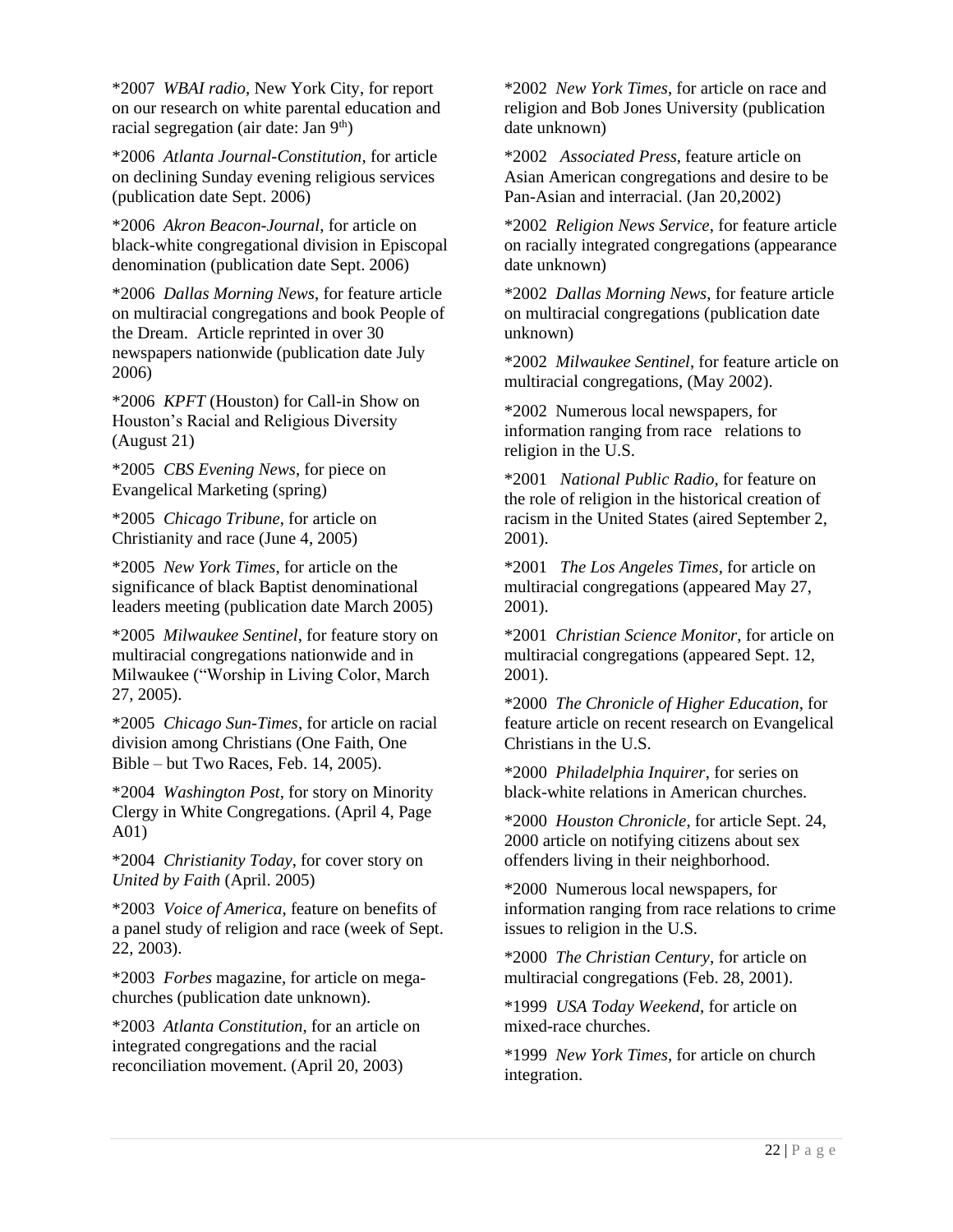*2007 *WBAI radio*, New York City, for report on our research on white parental education and racial segregation (air date: Jan 9th)

*2006 *Atlanta Journal-Constitution*, for article on declining Sunday evening religious services (publication date Sept. 2006)

*2006 *Akron Beacon-Journal*, for article on black-white congregational division in Episcopal denomination (publication date Sept. 2006)

*2006 *Dallas Morning News*, for feature article on multiracial congregations and book People of the Dream. Article reprinted in over 30 newspapers nationwide (publication date July 2006)

*2006 *KPFT* (Houston) for Call-in Show on Houston's Racial and Religious Diversity (August 21)

*2005 *CBS Evening News*, for piece on Evangelical Marketing (spring)

*2005 *Chicago Tribune*, for article on Christianity and race (June 4, 2005)

*2005 *New York Times*, for article on the significance of black Baptist denominational leaders meeting (publication date March 2005)

*2005 *Milwaukee Sentinel*, for feature story on multiracial congregations nationwide and in Milwaukee ("Worship in Living Color, March 27, 2005).

*2005 *Chicago Sun-Times*, for article on racial division among Christians (One Faith, One Bible – but Two Races, Feb. 14, 2005).

*2004 *Washington Post*, for story on Minority Clergy in White Congregations. (April 4, Page A01)

*2004 *Christianity Today*, for cover story on *United by Faith* (April. 2005)

*2003 *Voice of America*, feature on benefits of a panel study of religion and race (week of Sept. 22, 2003).

*2003 *Forbes* magazine, for article on mega-churches (publication date unknown).

*2003 *Atlanta Constitution*, for an article on integrated congregations and the racial reconciliation movement. (April 20, 2003)

*2002 *New York Times*, for article on race and religion and Bob Jones University (publication date unknown)

*2002 *Associated Press*, feature article on Asian American congregations and desire to be Pan-Asian and interracial. (Jan 20,2002)

*2002 *Religion News Service*, for feature article on racially integrated congregations (appearance date unknown)

*2002 *Dallas Morning News*, for feature article on multiracial congregations (publication date unknown)

*2002 *Milwaukee Sentinel*, for feature article on multiracial congregations, (May 2002).

*2002 Numerous local newspapers, for information ranging from race relations to religion in the U.S.

*2001 *National Public Radio*, for feature on the role of religion in the historical creation of racism in the United States (aired September 2, 2001).

*2001 *The Los Angeles Times*, for article on multiracial congregations (appeared May 27, 2001).

*2001 *Christian Science Monitor*, for article on multiracial congregations (appeared Sept. 12, 2001).

*2000 *The Chronicle of Higher Education*, for feature article on recent research on Evangelical Christians in the U.S.

*2000 *Philadelphia Inquirer*, for series on black-white relations in American churches.

*2000 *Houston Chronicle*, for article Sept. 24, 2000 article on notifying citizens about sex offenders living in their neighborhood.

*2000 Numerous local newspapers, for information ranging from race relations to crime issues to religion in the U.S.

*2000 *The Christian Century*, for article on multiracial congregations (Feb. 28, 2001).

*1999 *USA Today Weekend*, for article on mixed-race churches.

*1999 *New York Times*, for article on church integration.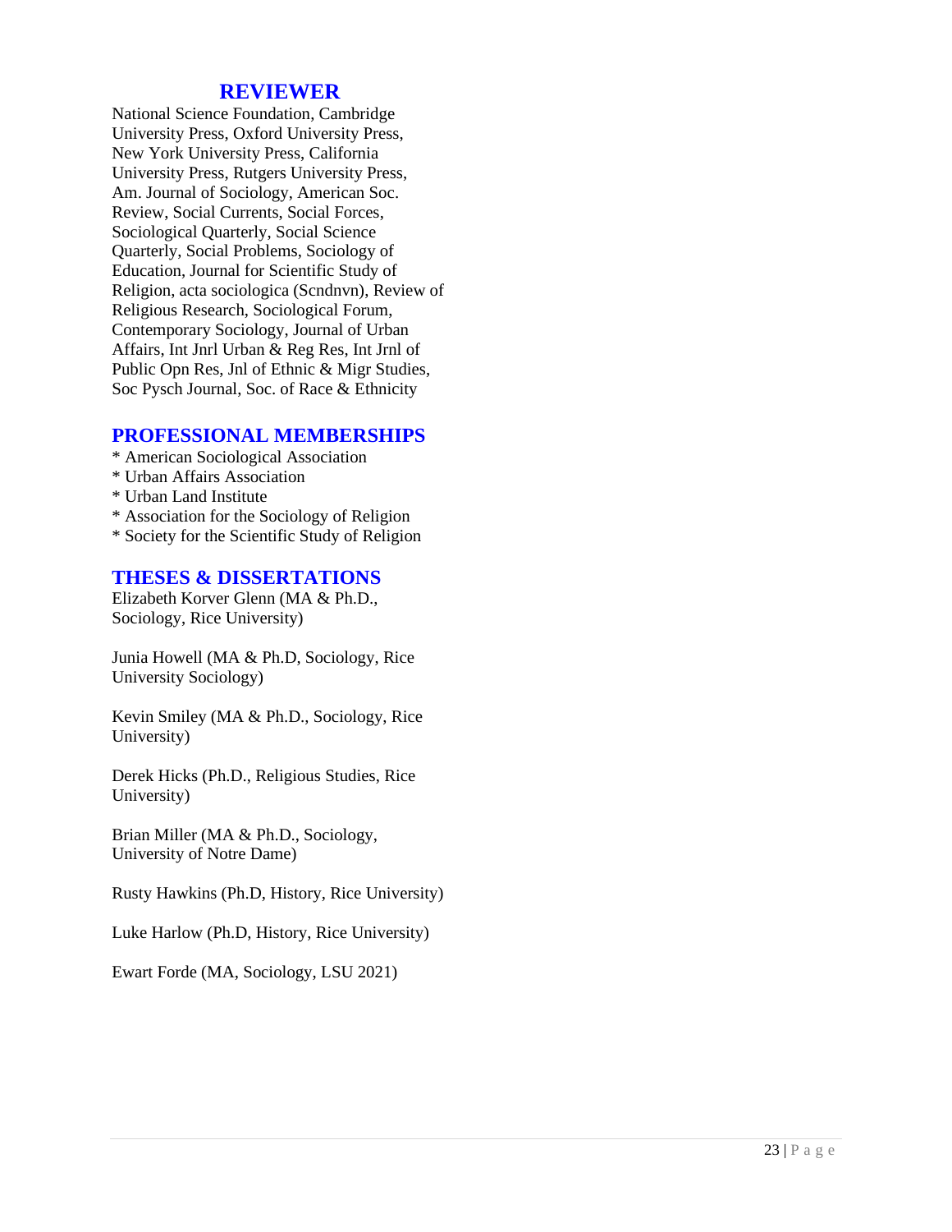## REVIEWER

National Science Foundation, Cambridge University Press, Oxford University Press, New York University Press, California University Press, Rutgers University Press, Am. Journal of Sociology, American Soc. Review, Social Currents, Social Forces, Sociological Quarterly, Social Science Quarterly, Social Problems, Sociology of Education, Journal for Scientific Study of Religion, acta sociologica (Scndnvn), Review of Religious Research, Sociological Forum, Contemporary Sociology, Journal of Urban Affairs, Int Jnrl Urban & Reg Res, Int Jrnl of Public Opn Res, Jnl of Ethnic & Migr Studies, Soc Pysch Journal, Soc. of Race & Ethnicity

## PROFESSIONAL MEMBERSHIPS

* American Sociological Association
* Urban Affairs Association
* Urban Land Institute
* Association for the Sociology of Religion
* Society for the Scientific Study of Religion

## THESES & DISSERTATIONS

Elizabeth Korver Glenn (MA & Ph.D., Sociology, Rice University)

Junia Howell (MA & Ph.D, Sociology, Rice University Sociology)

Kevin Smiley (MA & Ph.D., Sociology, Rice University)

Derek Hicks (Ph.D., Religious Studies, Rice University)

Brian Miller (MA & Ph.D., Sociology, University of Notre Dame)

Rusty Hawkins (Ph.D, History, Rice University)

Luke Harlow (Ph.D, History, Rice University)

Ewart Forde (MA, Sociology, LSU 2021)